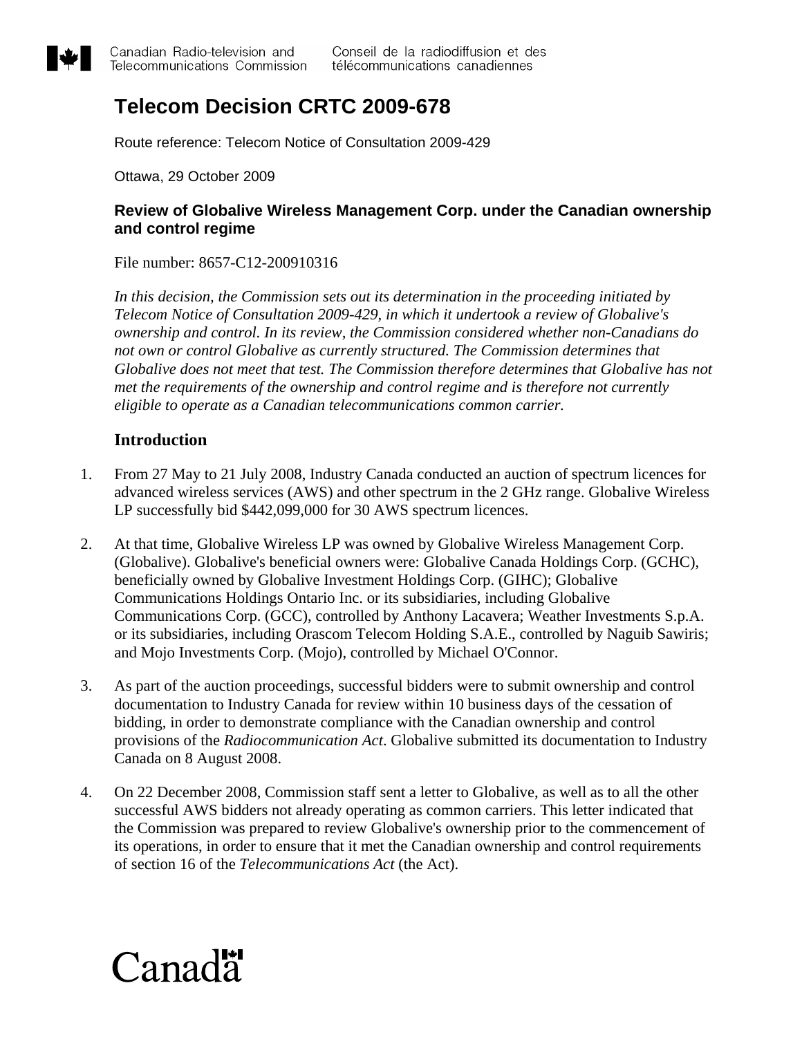Canadian Radio-television and Telecommunications Commission | Conseil de la radiodiffusion et des télécommunications canadiennes

# Telecom Decision CRTC 2009-678

Route reference: Telecom Notice of Consultation 2009-429

Ottawa, 29 October 2009

### Review of Globalive Wireless Management Corp. under the Canadian ownership and control regime

File number: 8657-C12-200910316

*In this decision, the Commission sets out its determination in the proceeding initiated by Telecom Notice of Consultation 2009-429, in which it undertook a review of Globalive's ownership and control. In its review, the Commission considered whether non-Canadians do not own or control Globalive as currently structured. The Commission determines that Globalive does not meet that test. The Commission therefore determines that Globalive has not met the requirements of the ownership and control regime and is therefore not currently eligible to operate as a Canadian telecommunications common carrier.*

## Introduction

1. From 27 May to 21 July 2008, Industry Canada conducted an auction of spectrum licences for advanced wireless services (AWS) and other spectrum in the 2 GHz range. Globalive Wireless LP successfully bid $442,099,000 for 30 AWS spectrum licences.

2. At that time, Globalive Wireless LP was owned by Globalive Wireless Management Corp. (Globalive). Globalive's beneficial owners were: Globalive Canada Holdings Corp. (GCHC), beneficially owned by Globalive Investment Holdings Corp. (GIHC); Globalive Communications Holdings Ontario Inc. or its subsidiaries, including Globalive Communications Corp. (GCC), controlled by Anthony Lacavera; Weather Investments S.p.A. or its subsidiaries, including Orascom Telecom Holding S.A.E., controlled by Naguib Sawiris; and Mojo Investments Corp. (Mojo), controlled by Michael O'Connor.

3. As part of the auction proceedings, successful bidders were to submit ownership and control documentation to Industry Canada for review within 10 business days of the cessation of bidding, in order to demonstrate compliance with the Canadian ownership and control provisions of the *Radiocommunication Act*. Globalive submitted its documentation to Industry Canada on 8 August 2008.

4. On 22 December 2008, Commission staff sent a letter to Globalive, as well as to all the other successful AWS bidders not already operating as common carriers. This letter indicated that the Commission was prepared to review Globalive's ownership prior to the commencement of its operations, in order to ensure that it met the Canadian ownership and control requirements of section 16 of the *Telecommunications Act* (the Act).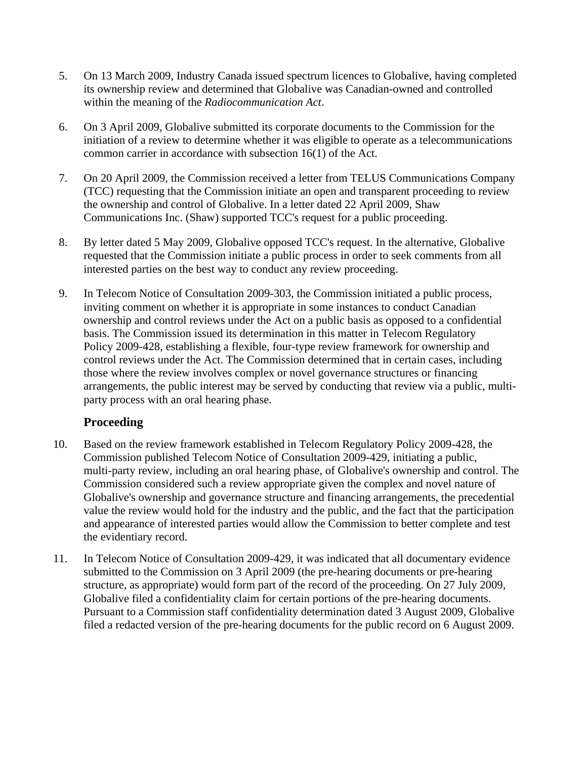5. On 13 March 2009, Industry Canada issued spectrum licences to Globalive, having completed its ownership review and determined that Globalive was Canadian-owned and controlled within the meaning of the *Radiocommunication Act*.

6. On 3 April 2009, Globalive submitted its corporate documents to the Commission for the initiation of a review to determine whether it was eligible to operate as a telecommunications common carrier in accordance with subsection 16(1) of the Act.

7. On 20 April 2009, the Commission received a letter from TELUS Communications Company (TCC) requesting that the Commission initiate an open and transparent proceeding to review the ownership and control of Globalive. In a letter dated 22 April 2009, Shaw Communications Inc. (Shaw) supported TCC's request for a public proceeding.

8. By letter dated 5 May 2009, Globalive opposed TCC's request. In the alternative, Globalive requested that the Commission initiate a public process in order to seek comments from all interested parties on the best way to conduct any review proceeding.

9. In Telecom Notice of Consultation 2009-303, the Commission initiated a public process, inviting comment on whether it is appropriate in some instances to conduct Canadian ownership and control reviews under the Act on a public basis as opposed to a confidential basis. The Commission issued its determination in this matter in Telecom Regulatory Policy 2009-428, establishing a flexible, four-type review framework for ownership and control reviews under the Act. The Commission determined that in certain cases, including those where the review involves complex or novel governance structures or financing arrangements, the public interest may be served by conducting that review via a public, multi-party process with an oral hearing phase.

### Proceeding

10. Based on the review framework established in Telecom Regulatory Policy 2009-428, the Commission published Telecom Notice of Consultation 2009-429, initiating a public, multi-party review, including an oral hearing phase, of Globalive's ownership and control. The Commission considered such a review appropriate given the complex and novel nature of Globalive's ownership and governance structure and financing arrangements, the precedential value the review would hold for the industry and the public, and the fact that the participation and appearance of interested parties would allow the Commission to better complete and test the evidentiary record.

11. In Telecom Notice of Consultation 2009-429, it was indicated that all documentary evidence submitted to the Commission on 3 April 2009 (the pre-hearing documents or pre-hearing structure, as appropriate) would form part of the record of the proceeding. On 27 July 2009, Globalive filed a confidentiality claim for certain portions of the pre-hearing documents. Pursuant to a Commission staff confidentiality determination dated 3 August 2009, Globalive filed a redacted version of the pre-hearing documents for the public record on 6 August 2009.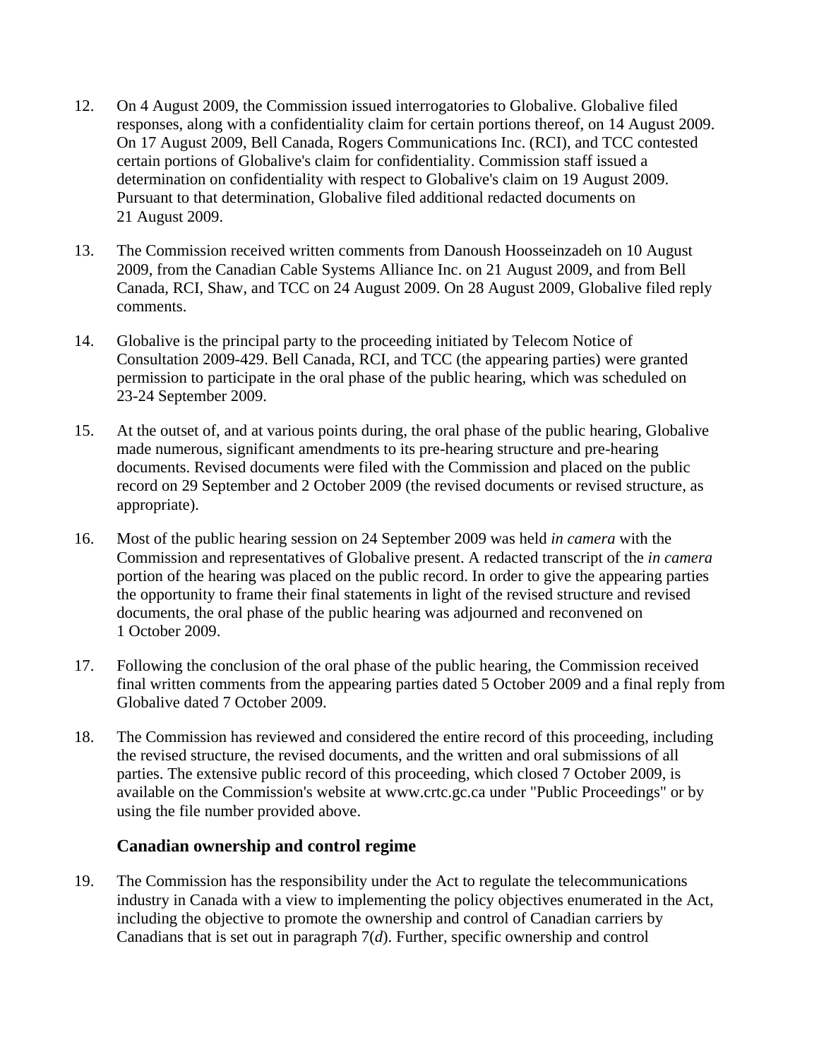12. On 4 August 2009, the Commission issued interrogatories to Globalive. Globalive filed responses, along with a confidentiality claim for certain portions thereof, on 14 August 2009. On 17 August 2009, Bell Canada, Rogers Communications Inc. (RCI), and TCC contested certain portions of Globalive's claim for confidentiality. Commission staff issued a determination on confidentiality with respect to Globalive's claim on 19 August 2009. Pursuant to that determination, Globalive filed additional redacted documents on 21 August 2009.

13. The Commission received written comments from Danoush Hoosseinzadeh on 10 August 2009, from the Canadian Cable Systems Alliance Inc. on 21 August 2009, and from Bell Canada, RCI, Shaw, and TCC on 24 August 2009. On 28 August 2009, Globalive filed reply comments.

14. Globalive is the principal party to the proceeding initiated by Telecom Notice of Consultation 2009-429. Bell Canada, RCI, and TCC (the appearing parties) were granted permission to participate in the oral phase of the public hearing, which was scheduled on 23-24 September 2009.

15. At the outset of, and at various points during, the oral phase of the public hearing, Globalive made numerous, significant amendments to its pre-hearing structure and pre-hearing documents. Revised documents were filed with the Commission and placed on the public record on 29 September and 2 October 2009 (the revised documents or revised structure, as appropriate).

16. Most of the public hearing session on 24 September 2009 was held *in camera* with the Commission and representatives of Globalive present. A redacted transcript of the *in camera* portion of the hearing was placed on the public record. In order to give the appearing parties the opportunity to frame their final statements in light of the revised structure and revised documents, the oral phase of the public hearing was adjourned and reconvened on 1 October 2009.

17. Following the conclusion of the oral phase of the public hearing, the Commission received final written comments from the appearing parties dated 5 October 2009 and a final reply from Globalive dated 7 October 2009.

18. The Commission has reviewed and considered the entire record of this proceeding, including the revised structure, the revised documents, and the written and oral submissions of all parties. The extensive public record of this proceeding, which closed 7 October 2009, is available on the Commission's website at www.crtc.gc.ca under "Public Proceedings" or by using the file number provided above.

### Canadian ownership and control regime

19. The Commission has the responsibility under the Act to regulate the telecommunications industry in Canada with a view to implementing the policy objectives enumerated in the Act, including the objective to promote the ownership and control of Canadian carriers by Canadians that is set out in paragraph 7(*d*). Further, specific ownership and control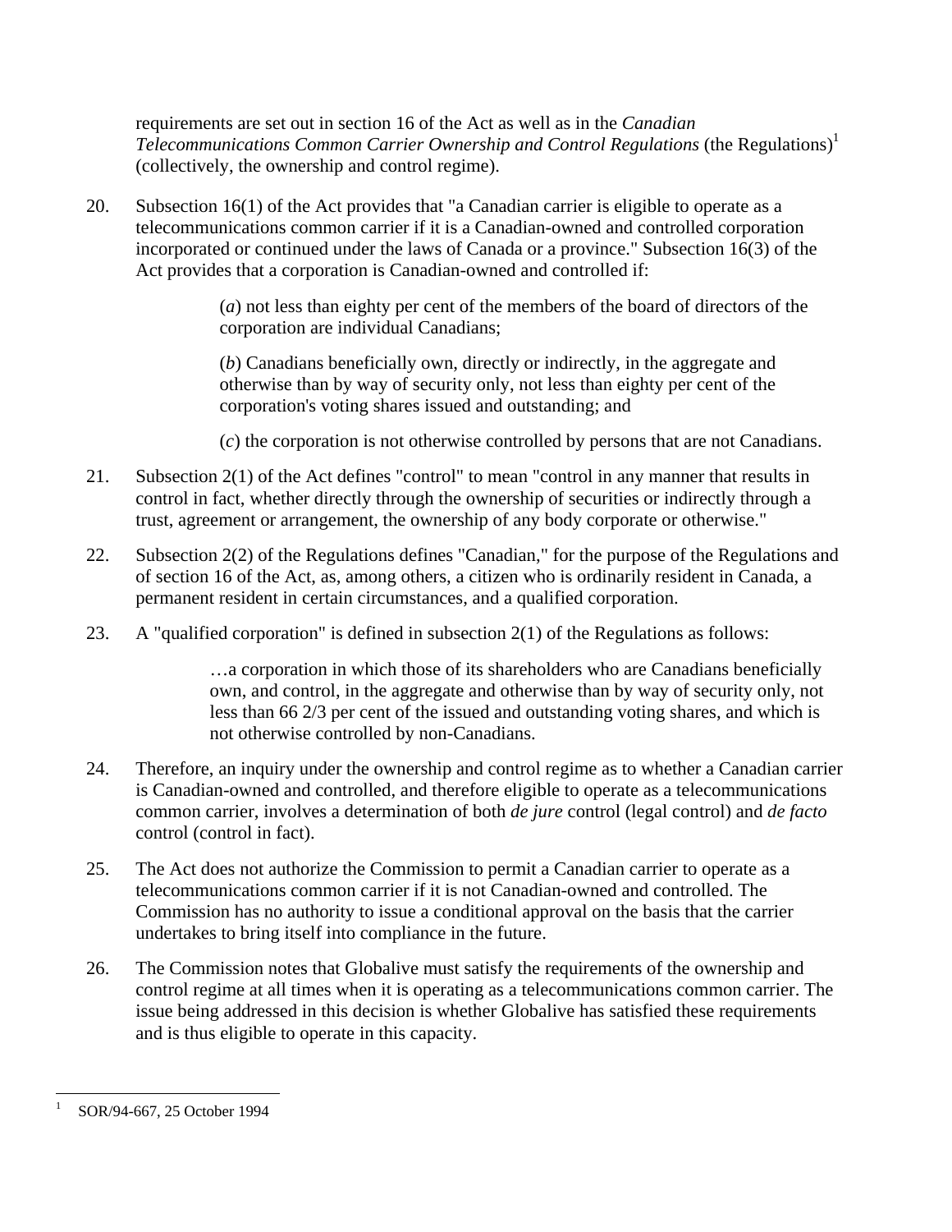requirements are set out in section 16 of the Act as well as in the *Canadian Telecommunications Common Carrier Ownership and Control Regulations* (the Regulations)[1] (collectively, the ownership and control regime).

20. Subsection 16(1) of the Act provides that "a Canadian carrier is eligible to operate as a telecommunications common carrier if it is a Canadian-owned and controlled corporation incorporated or continued under the laws of Canada or a province." Subsection 16(3) of the Act provides that a corporation is Canadian-owned and controlled if:

> (*a*) not less than eighty per cent of the members of the board of directors of the corporation are individual Canadians;
>
> (*b*) Canadians beneficially own, directly or indirectly, in the aggregate and otherwise than by way of security only, not less than eighty per cent of the corporation's voting shares issued and outstanding; and
>
> (*c*) the corporation is not otherwise controlled by persons that are not Canadians.

21. Subsection 2(1) of the Act defines "control" to mean "control in any manner that results in control in fact, whether directly through the ownership of securities or indirectly through a trust, agreement or arrangement, the ownership of any body corporate or otherwise."

22. Subsection 2(2) of the Regulations defines "Canadian," for the purpose of the Regulations and of section 16 of the Act, as, among others, a citizen who is ordinarily resident in Canada, a permanent resident in certain circumstances, and a qualified corporation.

23. A "qualified corporation" is defined in subsection 2(1) of the Regulations as follows:

> …a corporation in which those of its shareholders who are Canadians beneficially own, and control, in the aggregate and otherwise than by way of security only, not less than 66 2/3 per cent of the issued and outstanding voting shares, and which is not otherwise controlled by non-Canadians.

24. Therefore, an inquiry under the ownership and control regime as to whether a Canadian carrier is Canadian-owned and controlled, and therefore eligible to operate as a telecommunications common carrier, involves a determination of both *de jure* control (legal control) and *de facto* control (control in fact).

25. The Act does not authorize the Commission to permit a Canadian carrier to operate as a telecommunications common carrier if it is not Canadian-owned and controlled. The Commission has no authority to issue a conditional approval on the basis that the carrier undertakes to bring itself into compliance in the future.

26. The Commission notes that Globalive must satisfy the requirements of the ownership and control regime at all times when it is operating as a telecommunications common carrier. The issue being addressed in this decision is whether Globalive has satisfied these requirements and is thus eligible to operate in this capacity.

---

[1] SOR/94-667, 25 October 1994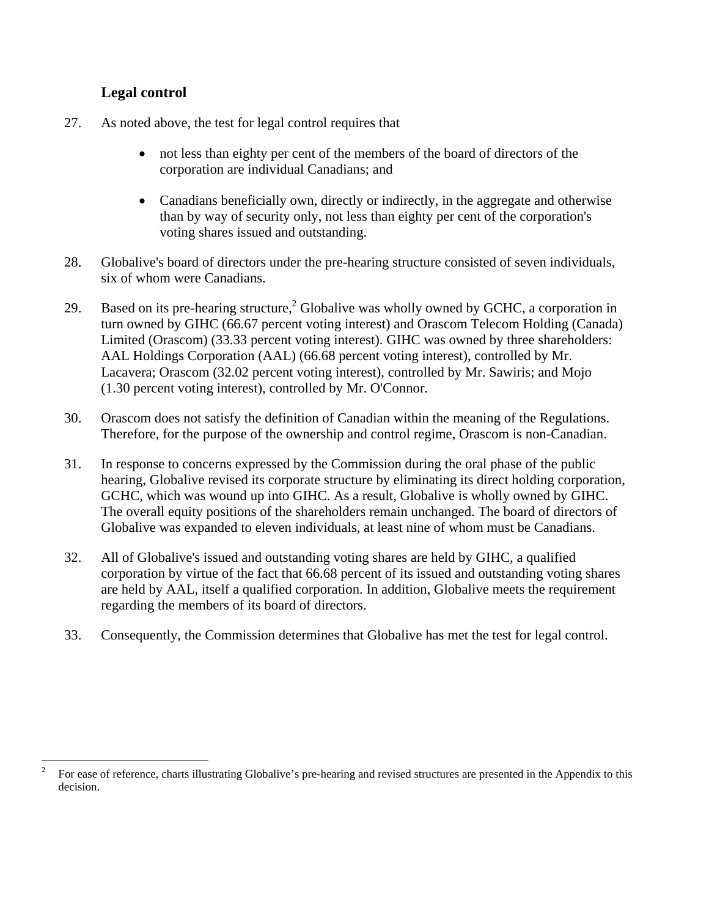### Legal control

27. As noted above, the test for legal control requires that

    - not less than eighty per cent of the members of the board of directors of the corporation are individual Canadians; and

    - Canadians beneficially own, directly or indirectly, in the aggregate and otherwise than by way of security only, not less than eighty per cent of the corporation's voting shares issued and outstanding.

28. Globalive's board of directors under the pre-hearing structure consisted of seven individuals, six of whom were Canadians.

29. Based on its pre-hearing structure,[2] Globalive was wholly owned by GCHC, a corporation in turn owned by GIHC (66.67 percent voting interest) and Orascom Telecom Holding (Canada) Limited (Orascom) (33.33 percent voting interest). GIHC was owned by three shareholders: AAL Holdings Corporation (AAL) (66.68 percent voting interest), controlled by Mr. Lacavera; Orascom (32.02 percent voting interest), controlled by Mr. Sawiris; and Mojo (1.30 percent voting interest), controlled by Mr. O'Connor.

30. Orascom does not satisfy the definition of Canadian within the meaning of the Regulations. Therefore, for the purpose of the ownership and control regime, Orascom is non-Canadian.

31. In response to concerns expressed by the Commission during the oral phase of the public hearing, Globalive revised its corporate structure by eliminating its direct holding corporation, GCHC, which was wound up into GIHC. As a result, Globalive is wholly owned by GIHC. The overall equity positions of the shareholders remain unchanged. The board of directors of Globalive was expanded to eleven individuals, at least nine of whom must be Canadians.

32. All of Globalive's issued and outstanding voting shares are held by GIHC, a qualified corporation by virtue of the fact that 66.68 percent of its issued and outstanding voting shares are held by AAL, itself a qualified corporation. In addition, Globalive meets the requirement regarding the members of its board of directors.

33. Consequently, the Commission determines that Globalive has met the test for legal control.

[2] For ease of reference, charts illustrating Globalive's pre-hearing and revised structures are presented in the Appendix to this decision.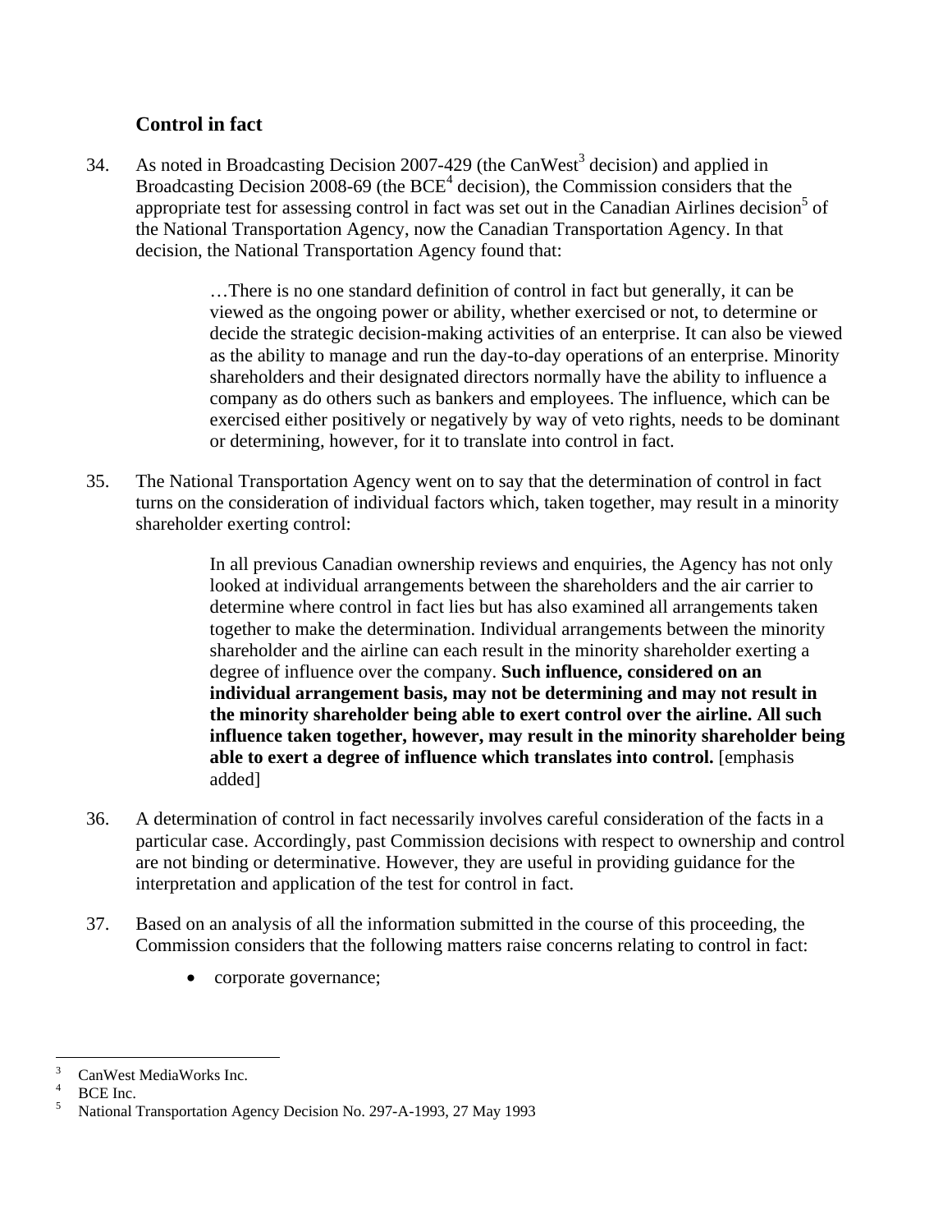### Control in fact

34. As noted in Broadcasting Decision 2007-429 (the CanWest[3] decision) and applied in Broadcasting Decision 2008-69 (the BCE[4] decision), the Commission considers that the appropriate test for assessing control in fact was set out in the Canadian Airlines decision[5] of the National Transportation Agency, now the Canadian Transportation Agency. In that decision, the National Transportation Agency found that:

> …There is no one standard definition of control in fact but generally, it can be viewed as the ongoing power or ability, whether exercised or not, to determine or decide the strategic decision-making activities of an enterprise. It can also be viewed as the ability to manage and run the day-to-day operations of an enterprise. Minority shareholders and their designated directors normally have the ability to influence a company as do others such as bankers and employees. The influence, which can be exercised either positively or negatively by way of veto rights, needs to be dominant or determining, however, for it to translate into control in fact.

35. The National Transportation Agency went on to say that the determination of control in fact turns on the consideration of individual factors which, taken together, may result in a minority shareholder exerting control:

> In all previous Canadian ownership reviews and enquiries, the Agency has not only looked at individual arrangements between the shareholders and the air carrier to determine where control in fact lies but has also examined all arrangements taken together to make the determination. Individual arrangements between the minority shareholder and the airline can each result in the minority shareholder exerting a degree of influence over the company. **Such influence, considered on an individual arrangement basis, may not be determining and may not result in the minority shareholder being able to exert control over the airline. All such influence taken together, however, may result in the minority shareholder being able to exert a degree of influence which translates into control.** [emphasis added]

36. A determination of control in fact necessarily involves careful consideration of the facts in a particular case. Accordingly, past Commission decisions with respect to ownership and control are not binding or determinative. However, they are useful in providing guidance for the interpretation and application of the test for control in fact.

37. Based on an analysis of all the information submitted in the course of this proceeding, the Commission considers that the following matters raise concerns relating to control in fact:

- corporate governance;

---

[3] CanWest MediaWorks Inc.

[4] BCE Inc.

[5] National Transportation Agency Decision No. 297-A-1993, 27 May 1993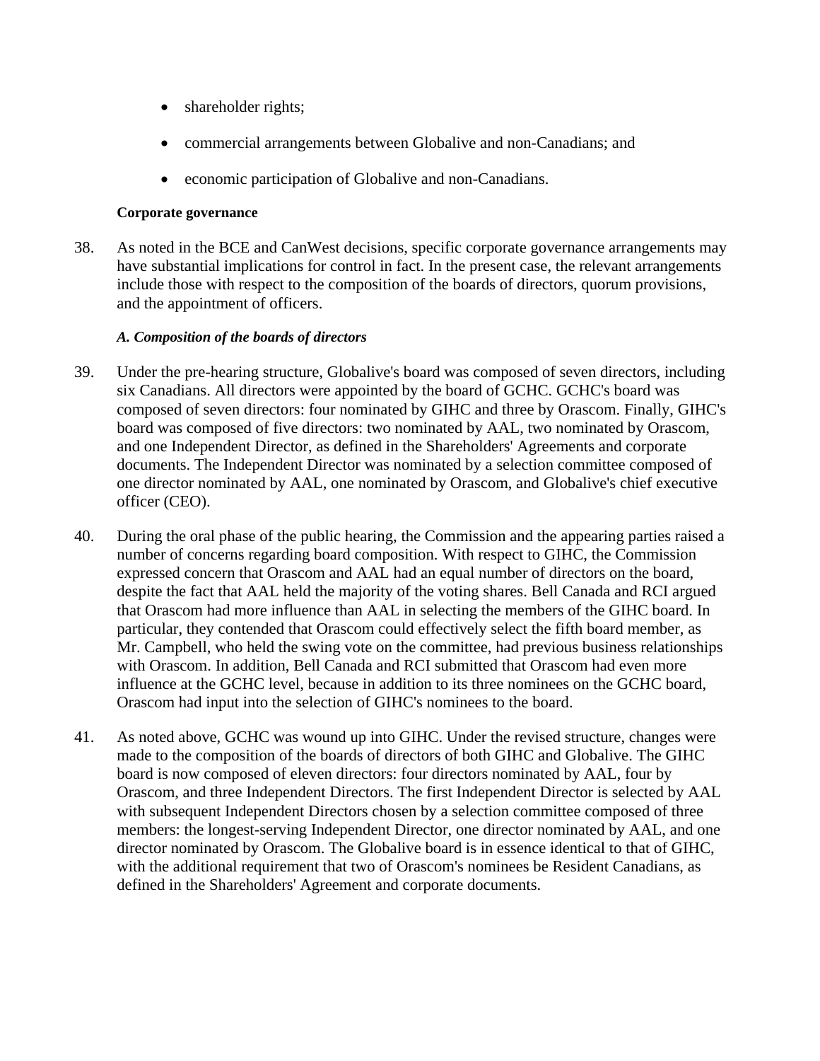- shareholder rights;
- commercial arrangements between Globalive and non-Canadians; and
- economic participation of Globalive and non-Canadians.

**Corporate governance**

38. As noted in the BCE and CanWest decisions, specific corporate governance arrangements may have substantial implications for control in fact. In the present case, the relevant arrangements include those with respect to the composition of the boards of directors, quorum provisions, and the appointment of officers.

***A. Composition of the boards of directors***

39. Under the pre-hearing structure, Globalive's board was composed of seven directors, including six Canadians. All directors were appointed by the board of GCHC. GCHC's board was composed of seven directors: four nominated by GIHC and three by Orascom. Finally, GIHC's board was composed of five directors: two nominated by AAL, two nominated by Orascom, and one Independent Director, as defined in the Shareholders' Agreements and corporate documents. The Independent Director was nominated by a selection committee composed of one director nominated by AAL, one nominated by Orascom, and Globalive's chief executive officer (CEO).

40. During the oral phase of the public hearing, the Commission and the appearing parties raised a number of concerns regarding board composition. With respect to GIHC, the Commission expressed concern that Orascom and AAL had an equal number of directors on the board, despite the fact that AAL held the majority of the voting shares. Bell Canada and RCI argued that Orascom had more influence than AAL in selecting the members of the GIHC board. In particular, they contended that Orascom could effectively select the fifth board member, as Mr. Campbell, who held the swing vote on the committee, had previous business relationships with Orascom. In addition, Bell Canada and RCI submitted that Orascom had even more influence at the GCHC level, because in addition to its three nominees on the GCHC board, Orascom had input into the selection of GIHC's nominees to the board.

41. As noted above, GCHC was wound up into GIHC. Under the revised structure, changes were made to the composition of the boards of directors of both GIHC and Globalive. The GIHC board is now composed of eleven directors: four directors nominated by AAL, four by Orascom, and three Independent Directors. The first Independent Director is selected by AAL with subsequent Independent Directors chosen by a selection committee composed of three members: the longest-serving Independent Director, one director nominated by AAL, and one director nominated by Orascom. The Globalive board is in essence identical to that of GIHC, with the additional requirement that two of Orascom's nominees be Resident Canadians, as defined in the Shareholders' Agreement and corporate documents.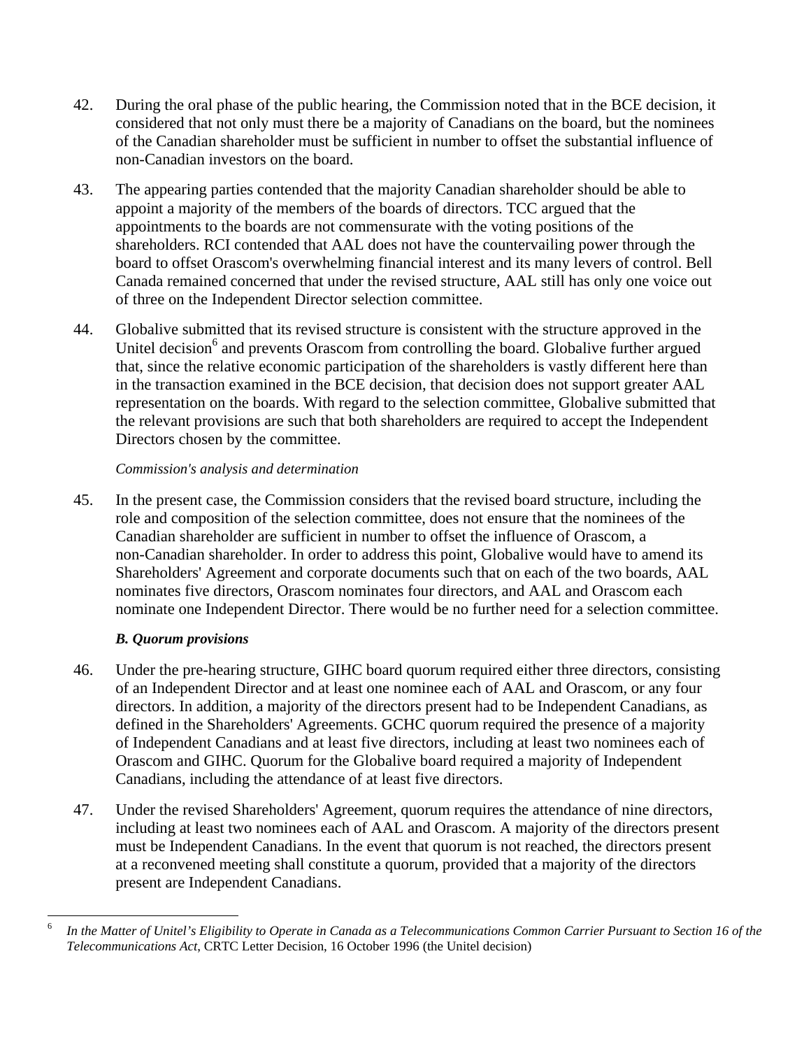42. During the oral phase of the public hearing, the Commission noted that in the BCE decision, it considered that not only must there be a majority of Canadians on the board, but the nominees of the Canadian shareholder must be sufficient in number to offset the substantial influence of non-Canadian investors on the board.

43. The appearing parties contended that the majority Canadian shareholder should be able to appoint a majority of the members of the boards of directors. TCC argued that the appointments to the boards are not commensurate with the voting positions of the shareholders. RCI contended that AAL does not have the countervailing power through the board to offset Orascom's overwhelming financial interest and its many levers of control. Bell Canada remained concerned that under the revised structure, AAL still has only one voice out of three on the Independent Director selection committee.

44. Globalive submitted that its revised structure is consistent with the structure approved in the Unitel decision[6] and prevents Orascom from controlling the board. Globalive further argued that, since the relative economic participation of the shareholders is vastly different here than in the transaction examined in the BCE decision, that decision does not support greater AAL representation on the boards. With regard to the selection committee, Globalive submitted that the relevant provisions are such that both shareholders are required to accept the Independent Directors chosen by the committee.

*Commission's analysis and determination*

45. In the present case, the Commission considers that the revised board structure, including the role and composition of the selection committee, does not ensure that the nominees of the Canadian shareholder are sufficient in number to offset the influence of Orascom, a non-Canadian shareholder. In order to address this point, Globalive would have to amend its Shareholders' Agreement and corporate documents such that on each of the two boards, AAL nominates five directors, Orascom nominates four directors, and AAL and Orascom each nominate one Independent Director. There would be no further need for a selection committee.

***B. Quorum provisions***

46. Under the pre-hearing structure, GIHC board quorum required either three directors, consisting of an Independent Director and at least one nominee each of AAL and Orascom, or any four directors. In addition, a majority of the directors present had to be Independent Canadians, as defined in the Shareholders' Agreements. GCHC quorum required the presence of a majority of Independent Canadians and at least five directors, including at least two nominees each of Orascom and GIHC. Quorum for the Globalive board required a majority of Independent Canadians, including the attendance of at least five directors.

47. Under the revised Shareholders' Agreement, quorum requires the attendance of nine directors, including at least two nominees each of AAL and Orascom. A majority of the directors present must be Independent Canadians. In the event that quorum is not reached, the directors present at a reconvened meeting shall constitute a quorum, provided that a majority of the directors present are Independent Canadians.

---

[6] *In the Matter of Unitel's Eligibility to Operate in Canada as a Telecommunications Common Carrier Pursuant to Section 16 of the Telecommunications Act*, CRTC Letter Decision, 16 October 1996 (the Unitel decision)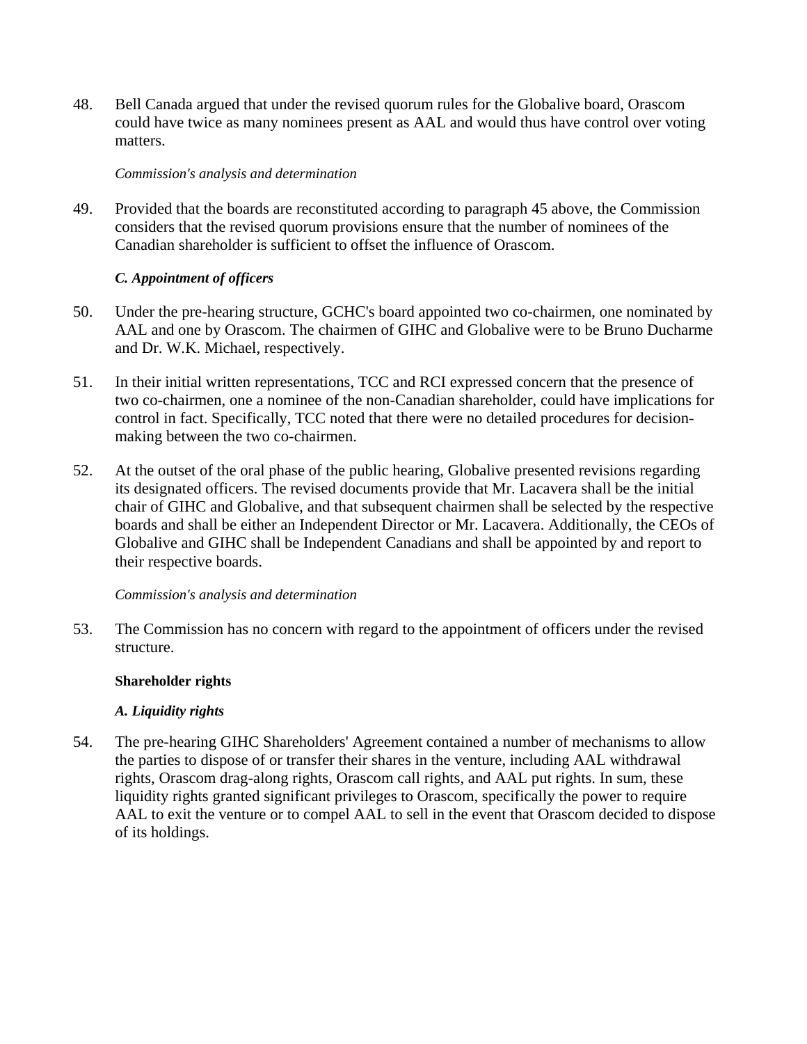48. Bell Canada argued that under the revised quorum rules for the Globalive board, Orascom could have twice as many nominees present as AAL and would thus have control over voting matters.

*Commission's analysis and determination*

49. Provided that the boards are reconstituted according to paragraph 45 above, the Commission considers that the revised quorum provisions ensure that the number of nominees of the Canadian shareholder is sufficient to offset the influence of Orascom.

***C. Appointment of officers***

50. Under the pre-hearing structure, GCHC's board appointed two co-chairmen, one nominated by AAL and one by Orascom. The chairmen of GIHC and Globalive were to be Bruno Ducharme and Dr. W.K. Michael, respectively.

51. In their initial written representations, TCC and RCI expressed concern that the presence of two co-chairmen, one a nominee of the non-Canadian shareholder, could have implications for control in fact. Specifically, TCC noted that there were no detailed procedures for decision-making between the two co-chairmen.

52. At the outset of the oral phase of the public hearing, Globalive presented revisions regarding its designated officers. The revised documents provide that Mr. Lacavera shall be the initial chair of GIHC and Globalive, and that subsequent chairmen shall be selected by the respective boards and shall be either an Independent Director or Mr. Lacavera. Additionally, the CEOs of Globalive and GIHC shall be Independent Canadians and shall be appointed by and report to their respective boards.

*Commission's analysis and determination*

53. The Commission has no concern with regard to the appointment of officers under the revised structure.

**Shareholder rights**

***A. Liquidity rights***

54. The pre-hearing GIHC Shareholders' Agreement contained a number of mechanisms to allow the parties to dispose of or transfer their shares in the venture, including AAL withdrawal rights, Orascom drag-along rights, Orascom call rights, and AAL put rights. In sum, these liquidity rights granted significant privileges to Orascom, specifically the power to require AAL to exit the venture or to compel AAL to sell in the event that Orascom decided to dispose of its holdings.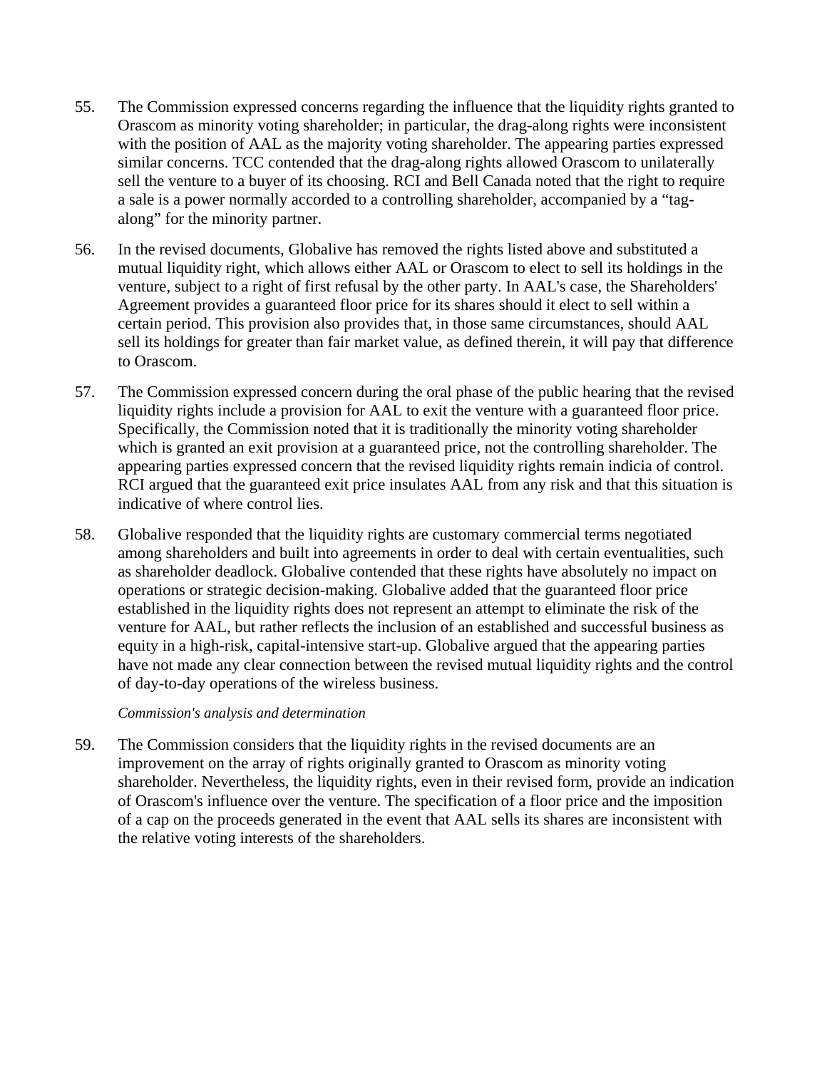55. The Commission expressed concerns regarding the influence that the liquidity rights granted to Orascom as minority voting shareholder; in particular, the drag-along rights were inconsistent with the position of AAL as the majority voting shareholder. The appearing parties expressed similar concerns. TCC contended that the drag-along rights allowed Orascom to unilaterally sell the venture to a buyer of its choosing. RCI and Bell Canada noted that the right to require a sale is a power normally accorded to a controlling shareholder, accompanied by a "tag-along" for the minority partner.

56. In the revised documents, Globalive has removed the rights listed above and substituted a mutual liquidity right, which allows either AAL or Orascom to elect to sell its holdings in the venture, subject to a right of first refusal by the other party. In AAL's case, the Shareholders' Agreement provides a guaranteed floor price for its shares should it elect to sell within a certain period. This provision also provides that, in those same circumstances, should AAL sell its holdings for greater than fair market value, as defined therein, it will pay that difference to Orascom.

57. The Commission expressed concern during the oral phase of the public hearing that the revised liquidity rights include a provision for AAL to exit the venture with a guaranteed floor price. Specifically, the Commission noted that it is traditionally the minority voting shareholder which is granted an exit provision at a guaranteed price, not the controlling shareholder. The appearing parties expressed concern that the revised liquidity rights remain indicia of control. RCI argued that the guaranteed exit price insulates AAL from any risk and that this situation is indicative of where control lies.

58. Globalive responded that the liquidity rights are customary commercial terms negotiated among shareholders and built into agreements in order to deal with certain eventualities, such as shareholder deadlock. Globalive contended that these rights have absolutely no impact on operations or strategic decision-making. Globalive added that the guaranteed floor price established in the liquidity rights does not represent an attempt to eliminate the risk of the venture for AAL, but rather reflects the inclusion of an established and successful business as equity in a high-risk, capital-intensive start-up. Globalive argued that the appearing parties have not made any clear connection between the revised mutual liquidity rights and the control of day-to-day operations of the wireless business.

*Commission's analysis and determination*

59. The Commission considers that the liquidity rights in the revised documents are an improvement on the array of rights originally granted to Orascom as minority voting shareholder. Nevertheless, the liquidity rights, even in their revised form, provide an indication of Orascom's influence over the venture. The specification of a floor price and the imposition of a cap on the proceeds generated in the event that AAL sells its shares are inconsistent with the relative voting interests of the shareholders.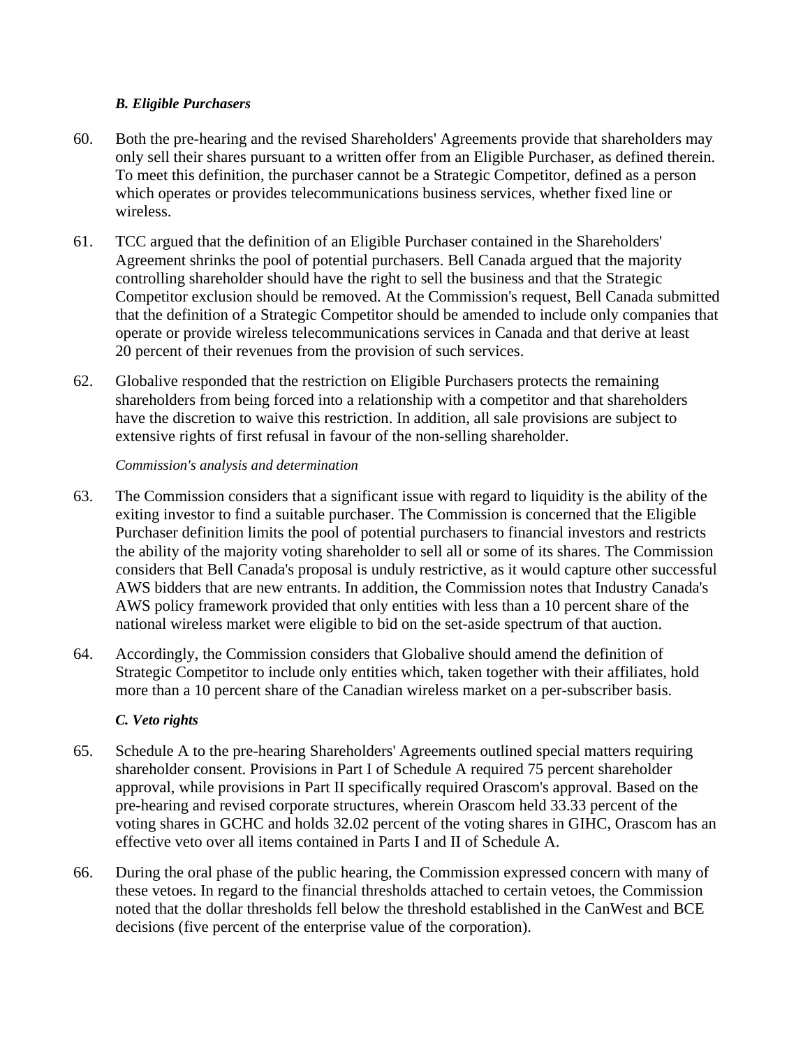### *B. Eligible Purchasers*

60. Both the pre-hearing and the revised Shareholders' Agreements provide that shareholders may only sell their shares pursuant to a written offer from an Eligible Purchaser, as defined therein. To meet this definition, the purchaser cannot be a Strategic Competitor, defined as a person which operates or provides telecommunications business services, whether fixed line or wireless.

61. TCC argued that the definition of an Eligible Purchaser contained in the Shareholders' Agreement shrinks the pool of potential purchasers. Bell Canada argued that the majority controlling shareholder should have the right to sell the business and that the Strategic Competitor exclusion should be removed. At the Commission's request, Bell Canada submitted that the definition of a Strategic Competitor should be amended to include only companies that operate or provide wireless telecommunications services in Canada and that derive at least 20 percent of their revenues from the provision of such services.

62. Globalive responded that the restriction on Eligible Purchasers protects the remaining shareholders from being forced into a relationship with a competitor and that shareholders have the discretion to waive this restriction. In addition, all sale provisions are subject to extensive rights of first refusal in favour of the non-selling shareholder.

*Commission's analysis and determination*

63. The Commission considers that a significant issue with regard to liquidity is the ability of the exiting investor to find a suitable purchaser. The Commission is concerned that the Eligible Purchaser definition limits the pool of potential purchasers to financial investors and restricts the ability of the majority voting shareholder to sell all or some of its shares. The Commission considers that Bell Canada's proposal is unduly restrictive, as it would capture other successful AWS bidders that are new entrants. In addition, the Commission notes that Industry Canada's AWS policy framework provided that only entities with less than a 10 percent share of the national wireless market were eligible to bid on the set-aside spectrum of that auction.

64. Accordingly, the Commission considers that Globalive should amend the definition of Strategic Competitor to include only entities which, taken together with their affiliates, hold more than a 10 percent share of the Canadian wireless market on a per-subscriber basis.

### *C. Veto rights*

65. Schedule A to the pre-hearing Shareholders' Agreements outlined special matters requiring shareholder consent. Provisions in Part I of Schedule A required 75 percent shareholder approval, while provisions in Part II specifically required Orascom's approval. Based on the pre-hearing and revised corporate structures, wherein Orascom held 33.33 percent of the voting shares in GCHC and holds 32.02 percent of the voting shares in GIHC, Orascom has an effective veto over all items contained in Parts I and II of Schedule A.

66. During the oral phase of the public hearing, the Commission expressed concern with many of these vetoes. In regard to the financial thresholds attached to certain vetoes, the Commission noted that the dollar thresholds fell below the threshold established in the CanWest and BCE decisions (five percent of the enterprise value of the corporation).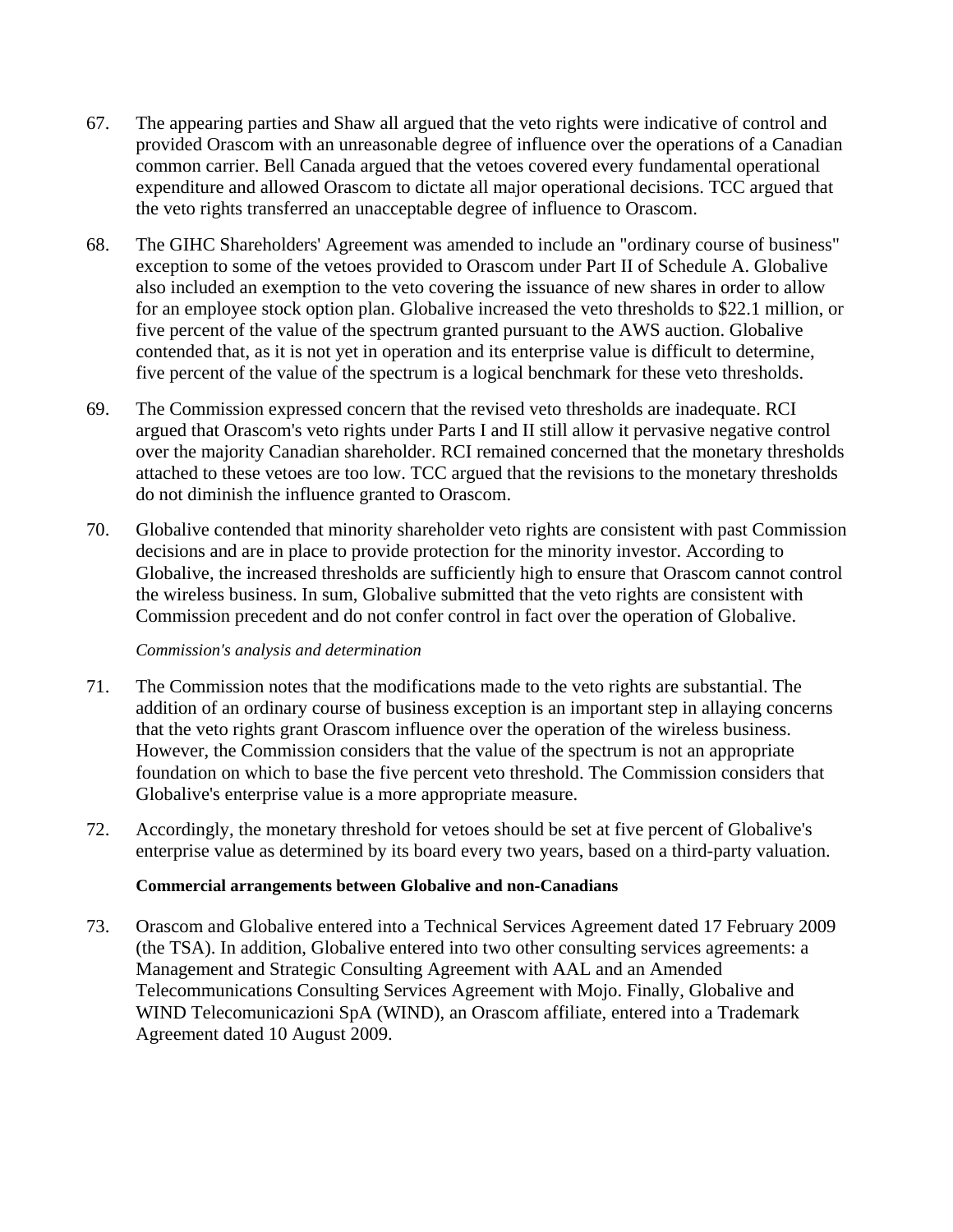67. The appearing parties and Shaw all argued that the veto rights were indicative of control and provided Orascom with an unreasonable degree of influence over the operations of a Canadian common carrier. Bell Canada argued that the vetoes covered every fundamental operational expenditure and allowed Orascom to dictate all major operational decisions. TCC argued that the veto rights transferred an unacceptable degree of influence to Orascom.

68. The GIHC Shareholders' Agreement was amended to include an "ordinary course of business" exception to some of the vetoes provided to Orascom under Part II of Schedule A. Globalive also included an exemption to the veto covering the issuance of new shares in order to allow for an employee stock option plan. Globalive increased the veto thresholds to $22.1 million, or five percent of the value of the spectrum granted pursuant to the AWS auction. Globalive contended that, as it is not yet in operation and its enterprise value is difficult to determine, five percent of the value of the spectrum is a logical benchmark for these veto thresholds.

69. The Commission expressed concern that the revised veto thresholds are inadequate. RCI argued that Orascom's veto rights under Parts I and II still allow it pervasive negative control over the majority Canadian shareholder. RCI remained concerned that the monetary thresholds attached to these vetoes are too low. TCC argued that the revisions to the monetary thresholds do not diminish the influence granted to Orascom.

70. Globalive contended that minority shareholder veto rights are consistent with past Commission decisions and are in place to provide protection for the minority investor. According to Globalive, the increased thresholds are sufficiently high to ensure that Orascom cannot control the wireless business. In sum, Globalive submitted that the veto rights are consistent with Commission precedent and do not confer control in fact over the operation of Globalive.

*Commission's analysis and determination*

71. The Commission notes that the modifications made to the veto rights are substantial. The addition of an ordinary course of business exception is an important step in allaying concerns that the veto rights grant Orascom influence over the operation of the wireless business. However, the Commission considers that the value of the spectrum is not an appropriate foundation on which to base the five percent veto threshold. The Commission considers that Globalive's enterprise value is a more appropriate measure.

72. Accordingly, the monetary threshold for vetoes should be set at five percent of Globalive's enterprise value as determined by its board every two years, based on a third-party valuation.

**Commercial arrangements between Globalive and non-Canadians**

73. Orascom and Globalive entered into a Technical Services Agreement dated 17 February 2009 (the TSA). In addition, Globalive entered into two other consulting services agreements: a Management and Strategic Consulting Agreement with AAL and an Amended Telecommunications Consulting Services Agreement with Mojo. Finally, Globalive and WIND Telecomunicazioni SpA (WIND), an Orascom affiliate, entered into a Trademark Agreement dated 10 August 2009.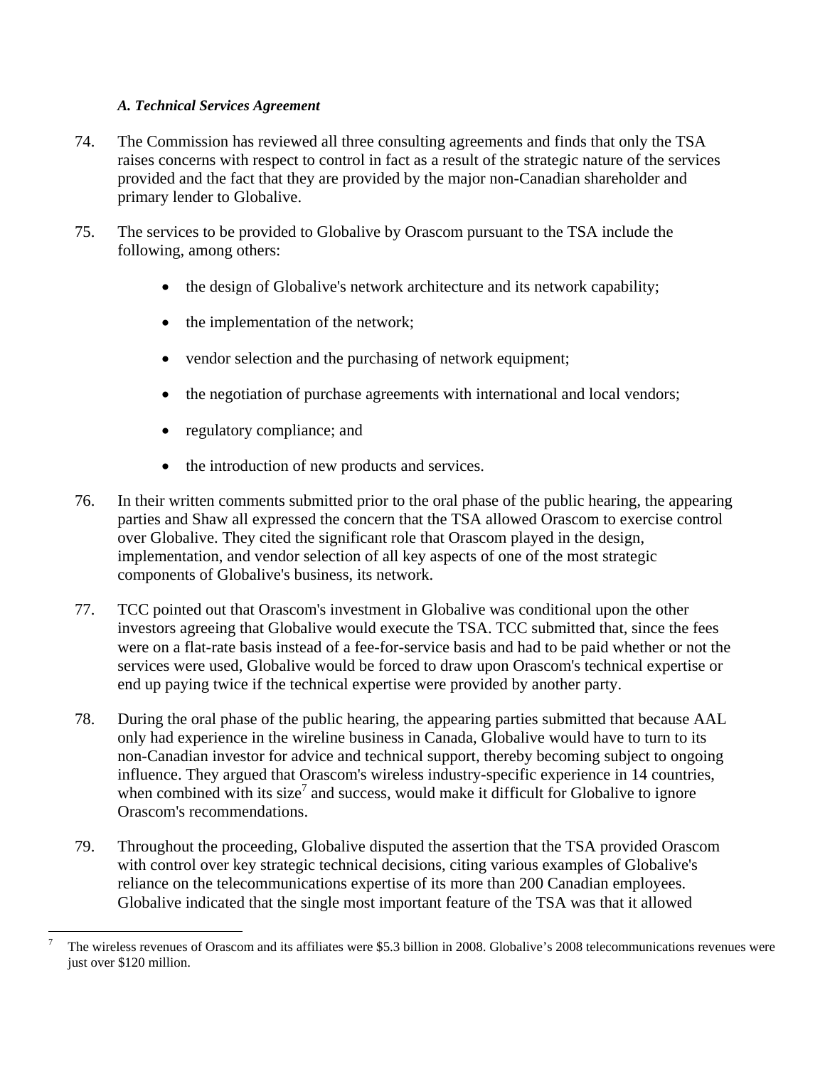### *A. Technical Services Agreement*

74. The Commission has reviewed all three consulting agreements and finds that only the TSA raises concerns with respect to control in fact as a result of the strategic nature of the services provided and the fact that they are provided by the major non-Canadian shareholder and primary lender to Globalive.

75. The services to be provided to Globalive by Orascom pursuant to the TSA include the following, among others:

- the design of Globalive's network architecture and its network capability;
- the implementation of the network;
- vendor selection and the purchasing of network equipment;
- the negotiation of purchase agreements with international and local vendors;
- regulatory compliance; and
- the introduction of new products and services.

76. In their written comments submitted prior to the oral phase of the public hearing, the appearing parties and Shaw all expressed the concern that the TSA allowed Orascom to exercise control over Globalive. They cited the significant role that Orascom played in the design, implementation, and vendor selection of all key aspects of one of the most strategic components of Globalive's business, its network.

77. TCC pointed out that Orascom's investment in Globalive was conditional upon the other investors agreeing that Globalive would execute the TSA. TCC submitted that, since the fees were on a flat-rate basis instead of a fee-for-service basis and had to be paid whether or not the services were used, Globalive would be forced to draw upon Orascom's technical expertise or end up paying twice if the technical expertise were provided by another party.

78. During the oral phase of the public hearing, the appearing parties submitted that because AAL only had experience in the wireline business in Canada, Globalive would have to turn to its non-Canadian investor for advice and technical support, thereby becoming subject to ongoing influence. They argued that Orascom's wireless industry-specific experience in 14 countries, when combined with its size[7] and success, would make it difficult for Globalive to ignore Orascom's recommendations.

79. Throughout the proceeding, Globalive disputed the assertion that the TSA provided Orascom with control over key strategic technical decisions, citing various examples of Globalive's reliance on the telecommunications expertise of its more than 200 Canadian employees. Globalive indicated that the single most important feature of the TSA was that it allowed

---

[7] The wireless revenues of Orascom and its affiliates were $5.3 billion in 2008. Globalive's 2008 telecommunications revenues were just over $120 million.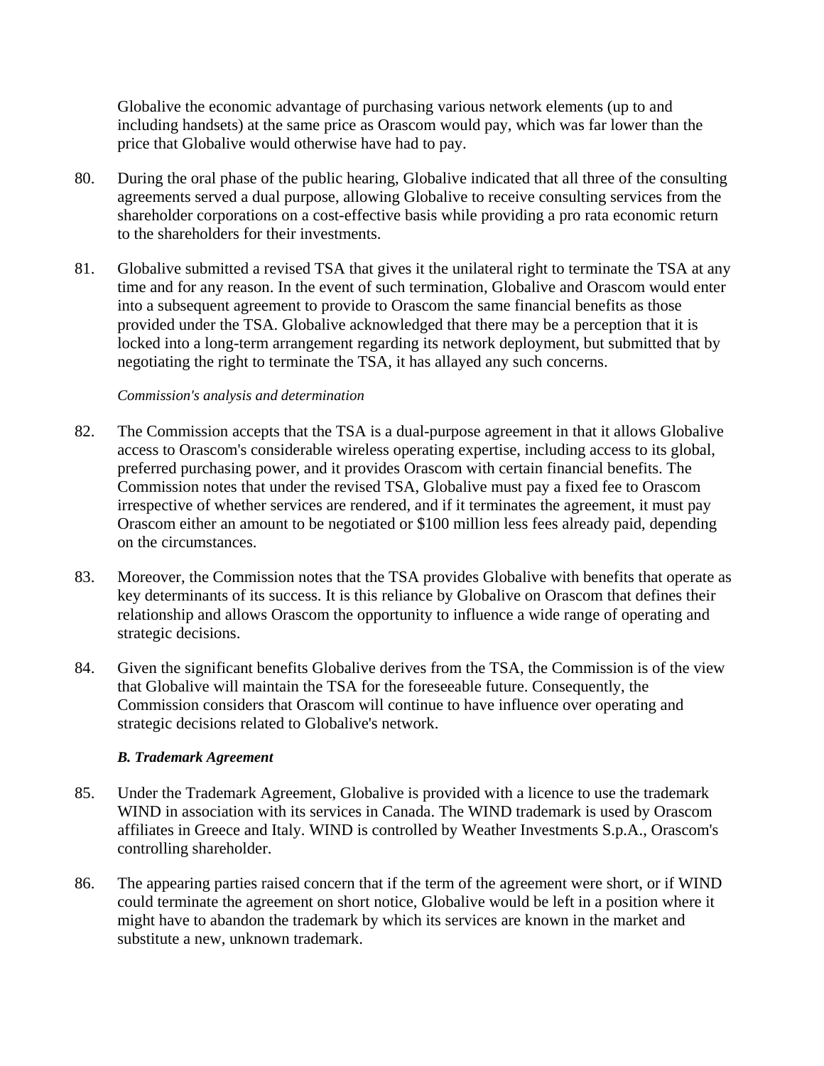Globalive the economic advantage of purchasing various network elements (up to and including handsets) at the same price as Orascom would pay, which was far lower than the price that Globalive would otherwise have had to pay.

80. During the oral phase of the public hearing, Globalive indicated that all three of the consulting agreements served a dual purpose, allowing Globalive to receive consulting services from the shareholder corporations on a cost-effective basis while providing a pro rata economic return to the shareholders for their investments.

81. Globalive submitted a revised TSA that gives it the unilateral right to terminate the TSA at any time and for any reason. In the event of such termination, Globalive and Orascom would enter into a subsequent agreement to provide to Orascom the same financial benefits as those provided under the TSA. Globalive acknowledged that there may be a perception that it is locked into a long-term arrangement regarding its network deployment, but submitted that by negotiating the right to terminate the TSA, it has allayed any such concerns.

*Commission's analysis and determination*

82. The Commission accepts that the TSA is a dual-purpose agreement in that it allows Globalive access to Orascom's considerable wireless operating expertise, including access to its global, preferred purchasing power, and it provides Orascom with certain financial benefits. The Commission notes that under the revised TSA, Globalive must pay a fixed fee to Orascom irrespective of whether services are rendered, and if it terminates the agreement, it must pay Orascom either an amount to be negotiated or $100 million less fees already paid, depending on the circumstances.

83. Moreover, the Commission notes that the TSA provides Globalive with benefits that operate as key determinants of its success. It is this reliance by Globalive on Orascom that defines their relationship and allows Orascom the opportunity to influence a wide range of operating and strategic decisions.

84. Given the significant benefits Globalive derives from the TSA, the Commission is of the view that Globalive will maintain the TSA for the foreseeable future. Consequently, the Commission considers that Orascom will continue to have influence over operating and strategic decisions related to Globalive's network.

***B. Trademark Agreement***

85. Under the Trademark Agreement, Globalive is provided with a licence to use the trademark WIND in association with its services in Canada. The WIND trademark is used by Orascom affiliates in Greece and Italy. WIND is controlled by Weather Investments S.p.A., Orascom's controlling shareholder.

86. The appearing parties raised concern that if the term of the agreement were short, or if WIND could terminate the agreement on short notice, Globalive would be left in a position where it might have to abandon the trademark by which its services are known in the market and substitute a new, unknown trademark.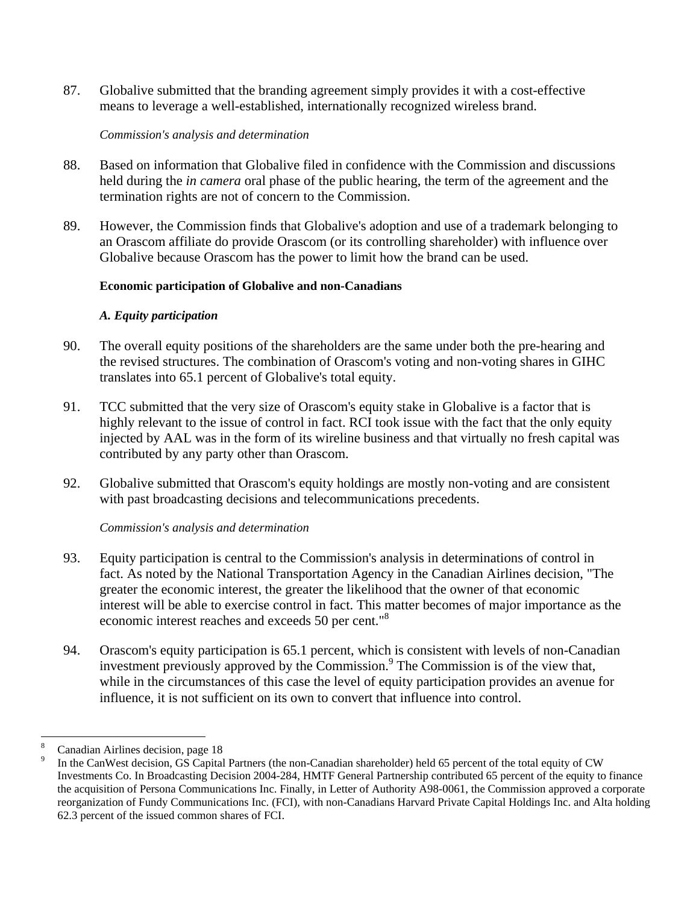87. Globalive submitted that the branding agreement simply provides it with a cost-effective means to leverage a well-established, internationally recognized wireless brand.

*Commission's analysis and determination*

88. Based on information that Globalive filed in confidence with the Commission and discussions held during the *in camera* oral phase of the public hearing, the term of the agreement and the termination rights are not of concern to the Commission.

89. However, the Commission finds that Globalive's adoption and use of a trademark belonging to an Orascom affiliate do provide Orascom (or its controlling shareholder) with influence over Globalive because Orascom has the power to limit how the brand can be used.

**Economic participation of Globalive and non-Canadians**

***A. Equity participation***

90. The overall equity positions of the shareholders are the same under both the pre-hearing and the revised structures. The combination of Orascom's voting and non-voting shares in GIHC translates into 65.1 percent of Globalive's total equity.

91. TCC submitted that the very size of Orascom's equity stake in Globalive is a factor that is highly relevant to the issue of control in fact. RCI took issue with the fact that the only equity injected by AAL was in the form of its wireline business and that virtually no fresh capital was contributed by any party other than Orascom.

92. Globalive submitted that Orascom's equity holdings are mostly non-voting and are consistent with past broadcasting decisions and telecommunications precedents.

*Commission's analysis and determination*

93. Equity participation is central to the Commission's analysis in determinations of control in fact. As noted by the National Transportation Agency in the Canadian Airlines decision, "The greater the economic interest, the greater the likelihood that the owner of that economic interest will be able to exercise control in fact. This matter becomes of major importance as the economic interest reaches and exceeds 50 per cent."[8]

94. Orascom's equity participation is 65.1 percent, which is consistent with levels of non-Canadian investment previously approved by the Commission.[9] The Commission is of the view that, while in the circumstances of this case the level of equity participation provides an avenue for influence, it is not sufficient on its own to convert that influence into control.

---

[8] Canadian Airlines decision, page 18

[9] In the CanWest decision, GS Capital Partners (the non-Canadian shareholder) held 65 percent of the total equity of CW Investments Co. In Broadcasting Decision 2004-284, HMTF General Partnership contributed 65 percent of the equity to finance the acquisition of Persona Communications Inc. Finally, in Letter of Authority A98-0061, the Commission approved a corporate reorganization of Fundy Communications Inc. (FCI), with non-Canadians Harvard Private Capital Holdings Inc. and Alta holding 62.3 percent of the issued common shares of FCI.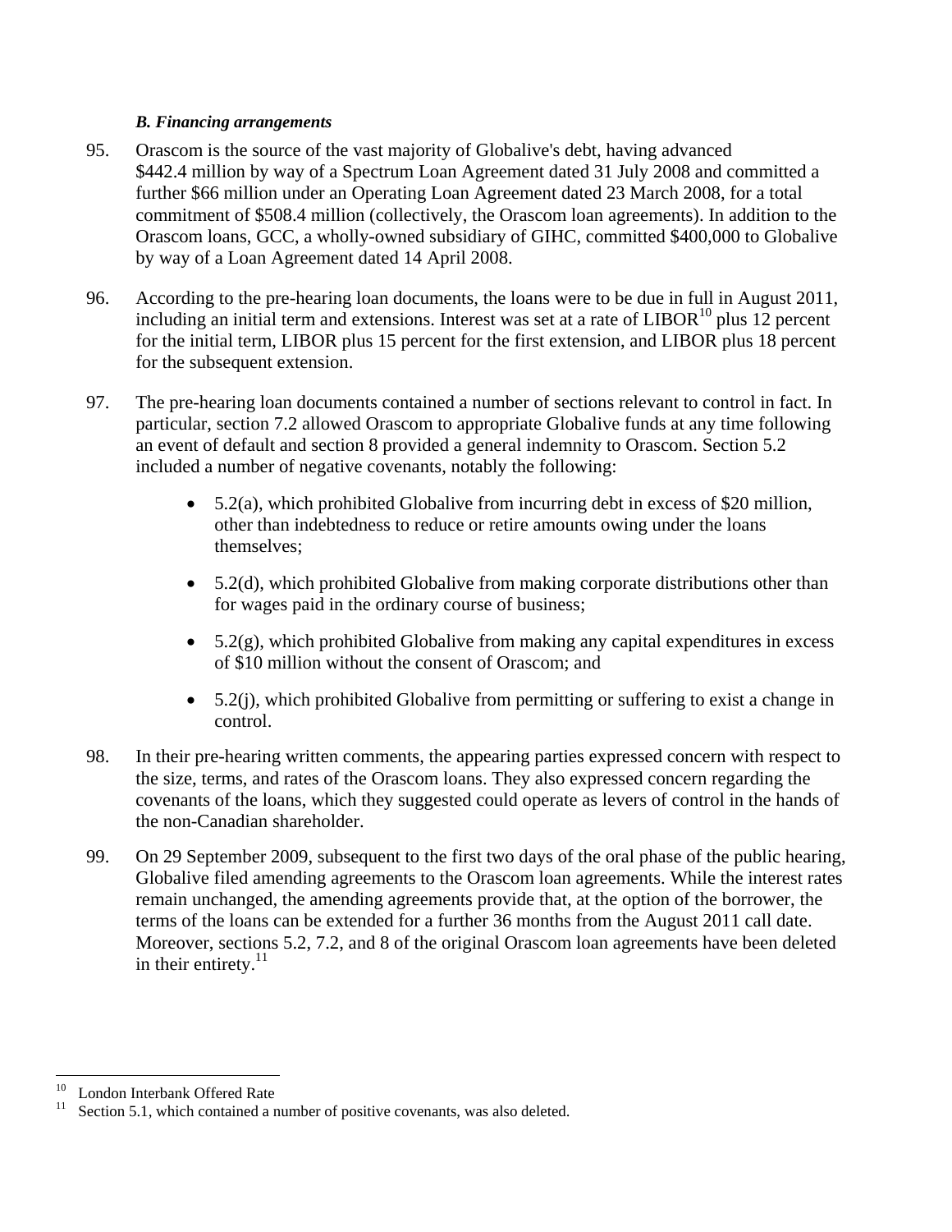### *B. Financing arrangements*

95. Orascom is the source of the vast majority of Globalive's debt, having advanced $442.4 million by way of a Spectrum Loan Agreement dated 31 July 2008 and committed a further $66 million under an Operating Loan Agreement dated 23 March 2008, for a total commitment of $508.4 million (collectively, the Orascom loan agreements). In addition to the Orascom loans, GCC, a wholly-owned subsidiary of GIHC, committed $400,000 to Globalive by way of a Loan Agreement dated 14 April 2008.

96. According to the pre-hearing loan documents, the loans were to be due in full in August 2011, including an initial term and extensions. Interest was set at a rate of LIBOR[10] plus 12 percent for the initial term, LIBOR plus 15 percent for the first extension, and LIBOR plus 18 percent for the subsequent extension.

97. The pre-hearing loan documents contained a number of sections relevant to control in fact. In particular, section 7.2 allowed Orascom to appropriate Globalive funds at any time following an event of default and section 8 provided a general indemnity to Orascom. Section 5.2 included a number of negative covenants, notably the following:

   - 5.2(a), which prohibited Globalive from incurring debt in excess of $20 million, other than indebtedness to reduce or retire amounts owing under the loans themselves;
   - 5.2(d), which prohibited Globalive from making corporate distributions other than for wages paid in the ordinary course of business;
   - 5.2(g), which prohibited Globalive from making any capital expenditures in excess of $10 million without the consent of Orascom; and
   - 5.2(j), which prohibited Globalive from permitting or suffering to exist a change in control.

98. In their pre-hearing written comments, the appearing parties expressed concern with respect to the size, terms, and rates of the Orascom loans. They also expressed concern regarding the covenants of the loans, which they suggested could operate as levers of control in the hands of the non-Canadian shareholder.

99. On 29 September 2009, subsequent to the first two days of the oral phase of the public hearing, Globalive filed amending agreements to the Orascom loan agreements. While the interest rates remain unchanged, the amending agreements provide that, at the option of the borrower, the terms of the loans can be extended for a further 36 months from the August 2011 call date. Moreover, sections 5.2, 7.2, and 8 of the original Orascom loan agreements have been deleted in their entirety.[11]

---

[10] London Interbank Offered Rate

[11] Section 5.1, which contained a number of positive covenants, was also deleted.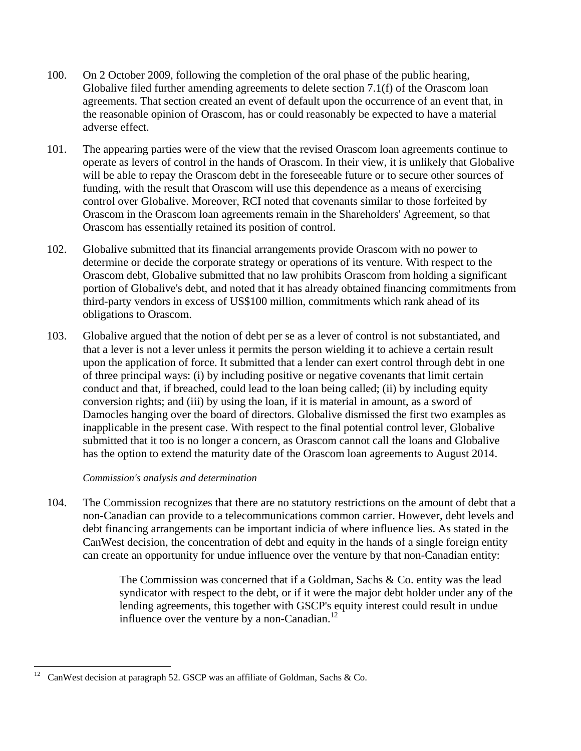100. On 2 October 2009, following the completion of the oral phase of the public hearing, Globalive filed further amending agreements to delete section 7.1(f) of the Orascom loan agreements. That section created an event of default upon the occurrence of an event that, in the reasonable opinion of Orascom, has or could reasonably be expected to have a material adverse effect.

101. The appearing parties were of the view that the revised Orascom loan agreements continue to operate as levers of control in the hands of Orascom. In their view, it is unlikely that Globalive will be able to repay the Orascom debt in the foreseeable future or to secure other sources of funding, with the result that Orascom will use this dependence as a means of exercising control over Globalive. Moreover, RCI noted that covenants similar to those forfeited by Orascom in the Orascom loan agreements remain in the Shareholders' Agreement, so that Orascom has essentially retained its position of control.

102. Globalive submitted that its financial arrangements provide Orascom with no power to determine or decide the corporate strategy or operations of its venture. With respect to the Orascom debt, Globalive submitted that no law prohibits Orascom from holding a significant portion of Globalive's debt, and noted that it has already obtained financing commitments from third-party vendors in excess of US$100 million, commitments which rank ahead of its obligations to Orascom.

103. Globalive argued that the notion of debt per se as a lever of control is not substantiated, and that a lever is not a lever unless it permits the person wielding it to achieve a certain result upon the application of force. It submitted that a lender can exert control through debt in one of three principal ways: (i) by including positive or negative covenants that limit certain conduct and that, if breached, could lead to the loan being called; (ii) by including equity conversion rights; and (iii) by using the loan, if it is material in amount, as a sword of Damocles hanging over the board of directors. Globalive dismissed the first two examples as inapplicable in the present case. With respect to the final potential control lever, Globalive submitted that it too is no longer a concern, as Orascom cannot call the loans and Globalive has the option to extend the maturity date of the Orascom loan agreements to August 2014.

*Commission's analysis and determination*

104. The Commission recognizes that there are no statutory restrictions on the amount of debt that a non-Canadian can provide to a telecommunications common carrier. However, debt levels and debt financing arrangements can be important indicia of where influence lies. As stated in the CanWest decision, the concentration of debt and equity in the hands of a single foreign entity can create an opportunity for undue influence over the venture by that non-Canadian entity:

> The Commission was concerned that if a Goldman, Sachs & Co. entity was the lead syndicator with respect to the debt, or if it were the major debt holder under any of the lending agreements, this together with GSCP's equity interest could result in undue influence over the venture by a non-Canadian.[12]

---

[12] CanWest decision at paragraph 52. GSCP was an affiliate of Goldman, Sachs & Co.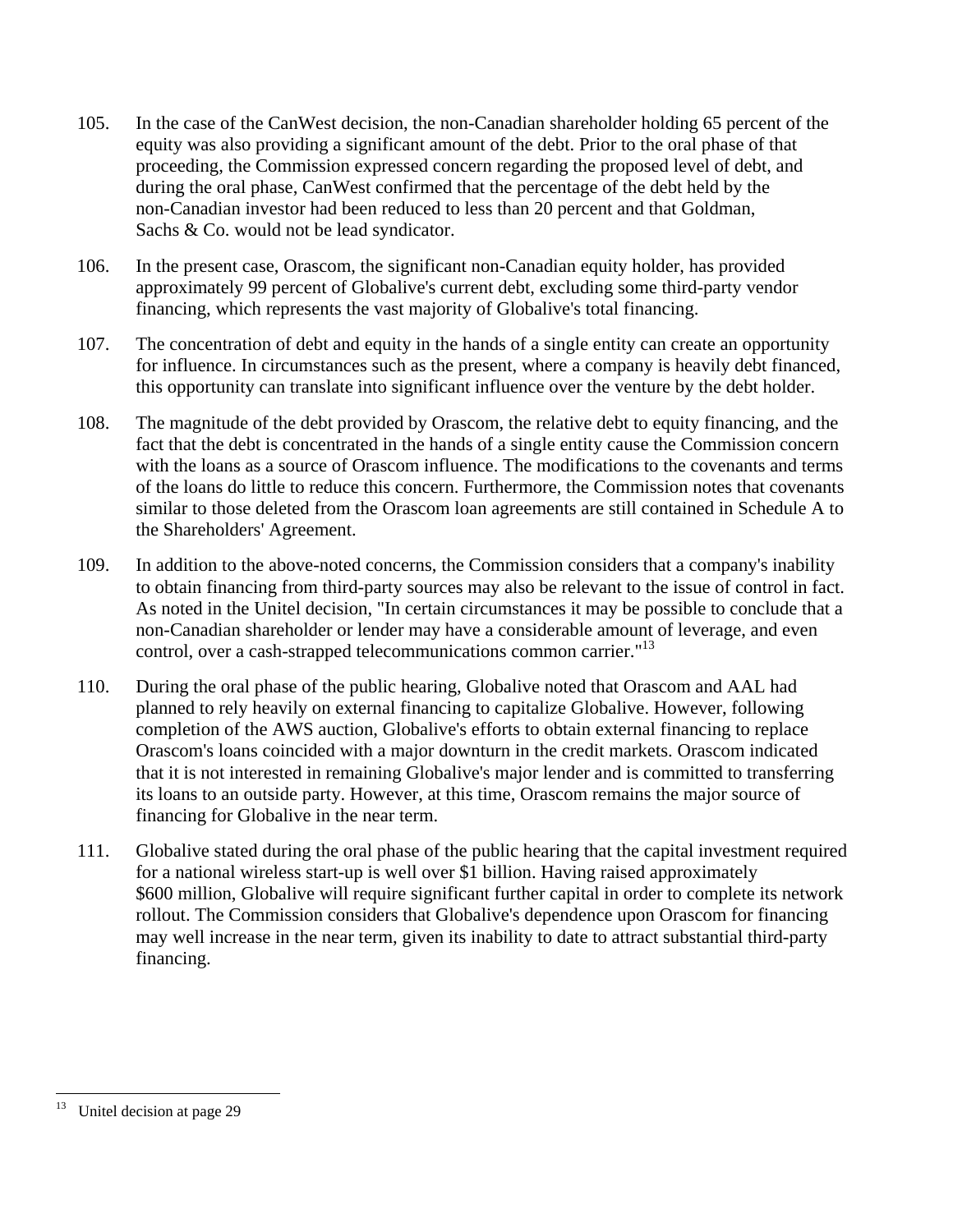105. In the case of the CanWest decision, the non-Canadian shareholder holding 65 percent of the equity was also providing a significant amount of the debt. Prior to the oral phase of that proceeding, the Commission expressed concern regarding the proposed level of debt, and during the oral phase, CanWest confirmed that the percentage of the debt held by the non-Canadian investor had been reduced to less than 20 percent and that Goldman, Sachs & Co. would not be lead syndicator.

106. In the present case, Orascom, the significant non-Canadian equity holder, has provided approximately 99 percent of Globalive's current debt, excluding some third-party vendor financing, which represents the vast majority of Globalive's total financing.

107. The concentration of debt and equity in the hands of a single entity can create an opportunity for influence. In circumstances such as the present, where a company is heavily debt financed, this opportunity can translate into significant influence over the venture by the debt holder.

108. The magnitude of the debt provided by Orascom, the relative debt to equity financing, and the fact that the debt is concentrated in the hands of a single entity cause the Commission concern with the loans as a source of Orascom influence. The modifications to the covenants and terms of the loans do little to reduce this concern. Furthermore, the Commission notes that covenants similar to those deleted from the Orascom loan agreements are still contained in Schedule A to the Shareholders' Agreement.

109. In addition to the above-noted concerns, the Commission considers that a company's inability to obtain financing from third-party sources may also be relevant to the issue of control in fact. As noted in the Unitel decision, "In certain circumstances it may be possible to conclude that a non-Canadian shareholder or lender may have a considerable amount of leverage, and even control, over a cash-strapped telecommunications common carrier."[13]

110. During the oral phase of the public hearing, Globalive noted that Orascom and AAL had planned to rely heavily on external financing to capitalize Globalive. However, following completion of the AWS auction, Globalive's efforts to obtain external financing to replace Orascom's loans coincided with a major downturn in the credit markets. Orascom indicated that it is not interested in remaining Globalive's major lender and is committed to transferring its loans to an outside party. However, at this time, Orascom remains the major source of financing for Globalive in the near term.

111. Globalive stated during the oral phase of the public hearing that the capital investment required for a national wireless start-up is well over $1 billion. Having raised approximately $600 million, Globalive will require significant further capital in order to complete its network rollout. The Commission considers that Globalive's dependence upon Orascom for financing may well increase in the near term, given its inability to date to attract substantial third-party financing.

---

[13] Unitel decision at page 29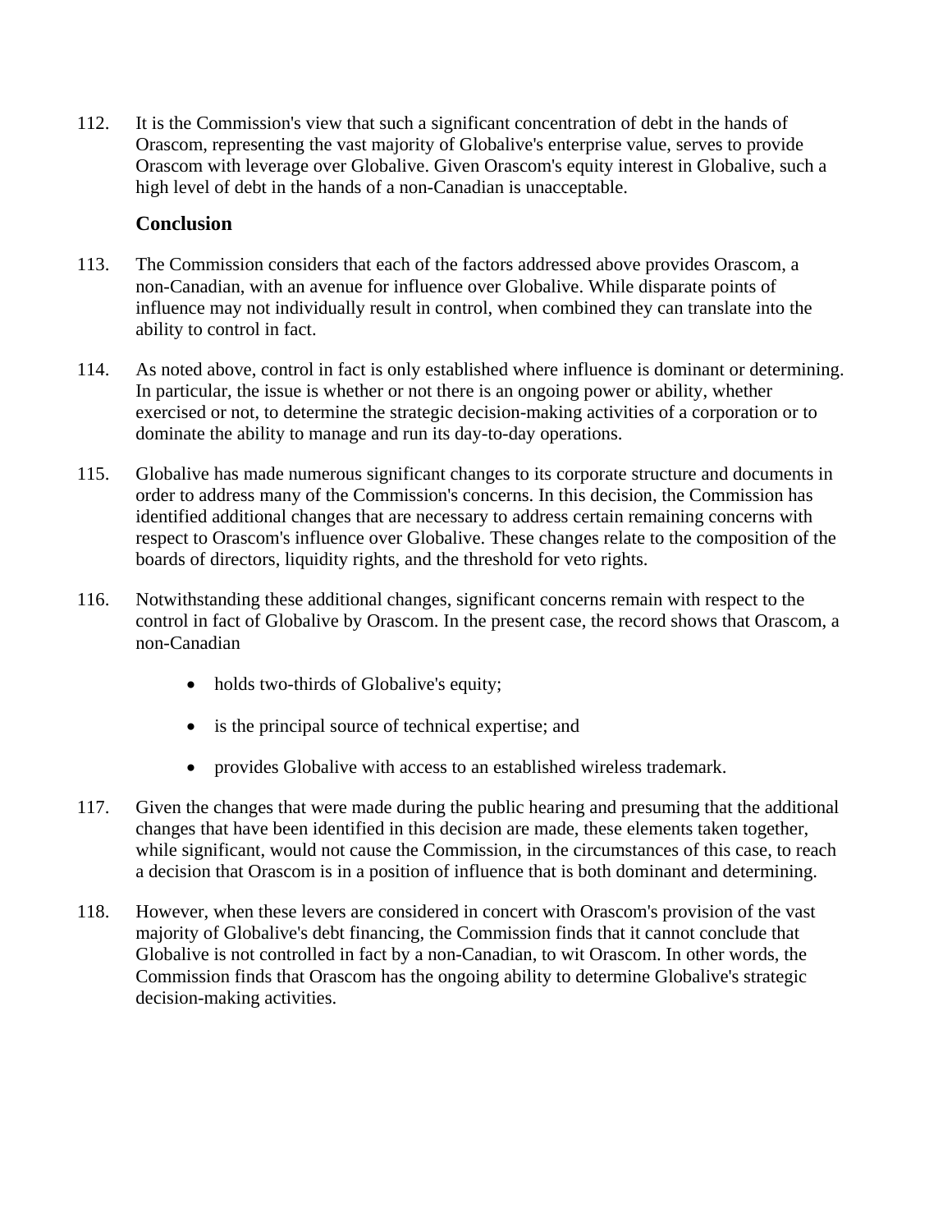112. It is the Commission's view that such a significant concentration of debt in the hands of Orascom, representing the vast majority of Globalive's enterprise value, serves to provide Orascom with leverage over Globalive. Given Orascom's equity interest in Globalive, such a high level of debt in the hands of a non-Canadian is unacceptable.

### Conclusion

113. The Commission considers that each of the factors addressed above provides Orascom, a non-Canadian, with an avenue for influence over Globalive. While disparate points of influence may not individually result in control, when combined they can translate into the ability to control in fact.

114. As noted above, control in fact is only established where influence is dominant or determining. In particular, the issue is whether or not there is an ongoing power or ability, whether exercised or not, to determine the strategic decision-making activities of a corporation or to dominate the ability to manage and run its day-to-day operations.

115. Globalive has made numerous significant changes to its corporate structure and documents in order to address many of the Commission's concerns. In this decision, the Commission has identified additional changes that are necessary to address certain remaining concerns with respect to Orascom's influence over Globalive. These changes relate to the composition of the boards of directors, liquidity rights, and the threshold for veto rights.

116. Notwithstanding these additional changes, significant concerns remain with respect to the control in fact of Globalive by Orascom. In the present case, the record shows that Orascom, a non-Canadian

- holds two-thirds of Globalive's equity;
- is the principal source of technical expertise; and
- provides Globalive with access to an established wireless trademark.

117. Given the changes that were made during the public hearing and presuming that the additional changes that have been identified in this decision are made, these elements taken together, while significant, would not cause the Commission, in the circumstances of this case, to reach a decision that Orascom is in a position of influence that is both dominant and determining.

118. However, when these levers are considered in concert with Orascom's provision of the vast majority of Globalive's debt financing, the Commission finds that it cannot conclude that Globalive is not controlled in fact by a non-Canadian, to wit Orascom. In other words, the Commission finds that Orascom has the ongoing ability to determine Globalive's strategic decision-making activities.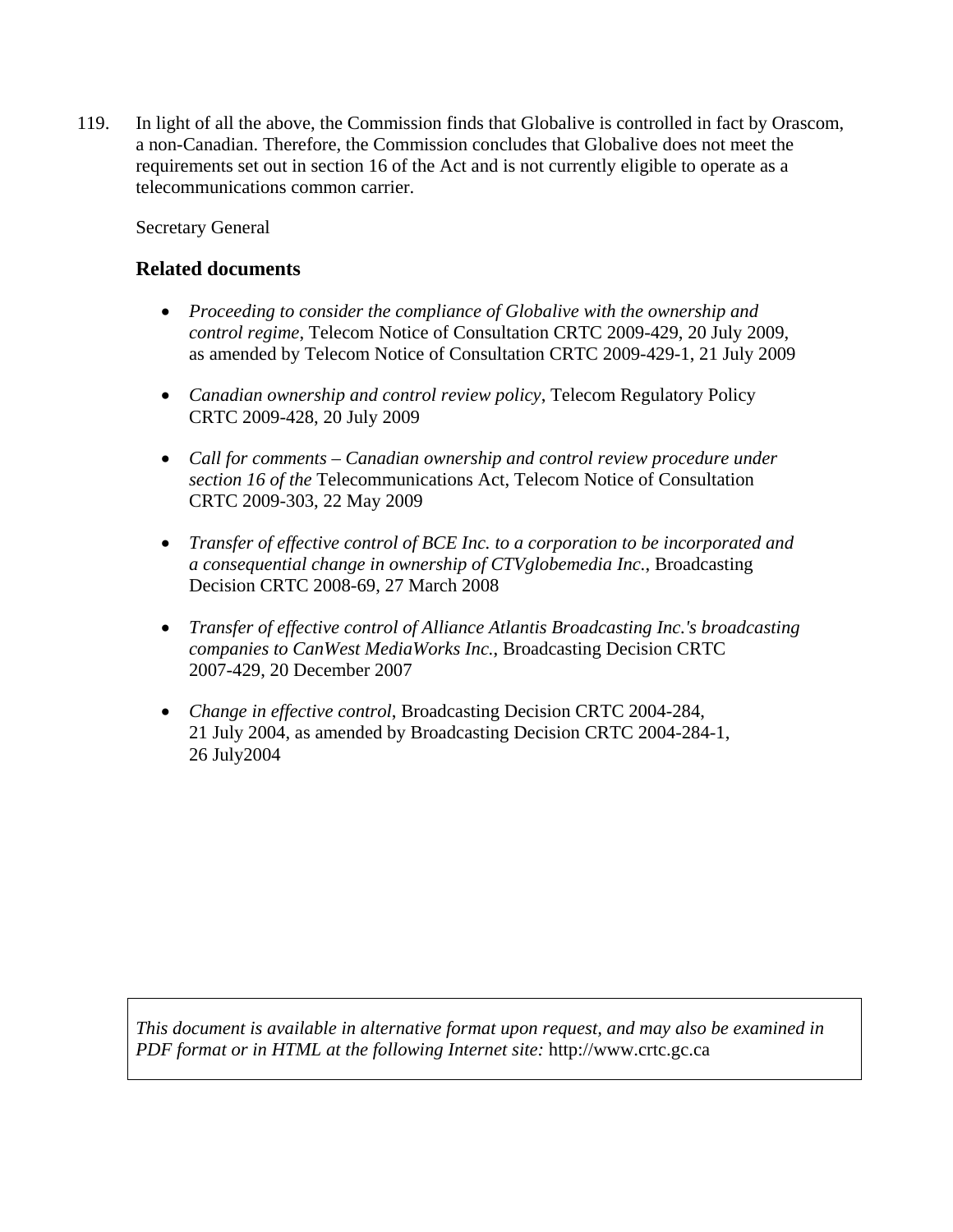119. In light of all the above, the Commission finds that Globalive is controlled in fact by Orascom, a non-Canadian. Therefore, the Commission concludes that Globalive does not meet the requirements set out in section 16 of the Act and is not currently eligible to operate as a telecommunications common carrier.

Secretary General

## Related documents

- *Proceeding to consider the compliance of Globalive with the ownership and control regime*, Telecom Notice of Consultation CRTC 2009-429, 20 July 2009, as amended by Telecom Notice of Consultation CRTC 2009-429-1, 21 July 2009
- *Canadian ownership and control review policy*, Telecom Regulatory Policy CRTC 2009-428, 20 July 2009
- *Call for comments – Canadian ownership and control review procedure under section 16 of the* Telecommunications Act, Telecom Notice of Consultation CRTC 2009-303, 22 May 2009
- *Transfer of effective control of BCE Inc. to a corporation to be incorporated and a consequential change in ownership of CTVglobemedia Inc.*, Broadcasting Decision CRTC 2008-69, 27 March 2008
- *Transfer of effective control of Alliance Atlantis Broadcasting Inc.'s broadcasting companies to CanWest MediaWorks Inc.*, Broadcasting Decision CRTC 2007-429, 20 December 2007
- *Change in effective control*, Broadcasting Decision CRTC 2004-284, 21 July 2004, as amended by Broadcasting Decision CRTC 2004-284-1, 26 July2004

*This document is available in alternative format upon request, and may also be examined in PDF format or in HTML at the following Internet site:* http://www.crtc.gc.ca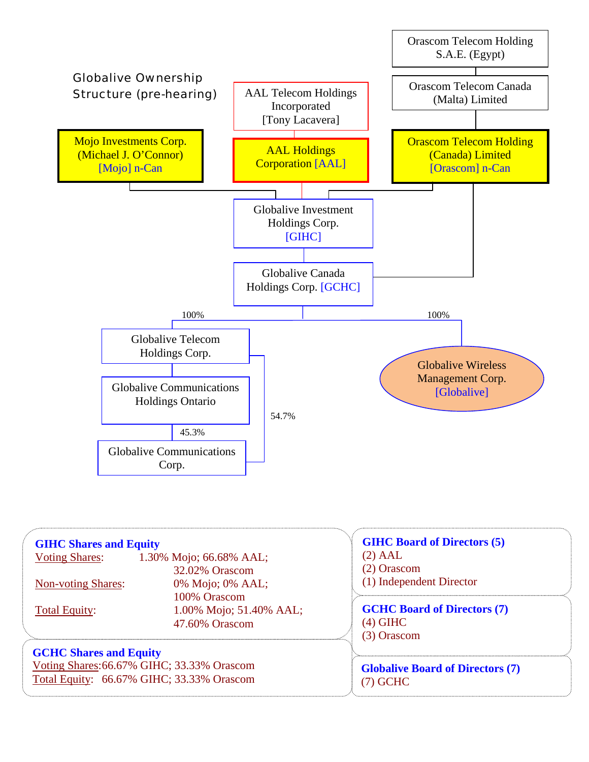## Globalive Ownership Structure (pre-hearing)

Orascom Telecom Holding S.A.E. (Egypt)

Orascom Telecom Canada (Malta) Limited

AAL Telecom Holdings Incorporated [Tony Lacavera]

Mojo Investments Corp. (Michael J. O'Connor) [Mojo] n-Can

AAL Holdings Corporation [AAL]

Orascom Telecom Holding (Canada) Limited [Orascom] n-Can

Globalive Investment Holdings Corp. [GIHC]

Globalive Canada Holdings Corp. [GCHC]

100%

100%

Globalive Telecom Holdings Corp.

Globalive Wireless Management Corp. [Globalive]

Globalive Communications Holdings Ontario

54.7%

45.3%

Globalive Communications Corp.

**GIHC Shares and Equity**

Voting Shares: 1.30% Mojo; 66.68% AAL; 32.02% Orascom

Non-voting Shares: 0% Mojo; 0% AAL; 100% Orascom

Total Equity: 1.00% Mojo; 51.40% AAL; 47.60% Orascom

**GCHC Shares and Equity**

Voting Shares: 66.67% GIHC; 33.33% Orascom

Total Equity: 66.67% GIHC; 33.33% Orascom

**GIHC Board of Directors (5)**

(2) AAL

(2) Orascom

(1) Independent Director

**GCHC Board of Directors (7)**

(4) GIHC

(3) Orascom

**Globalive Board of Directors (7)**

(7) GCHC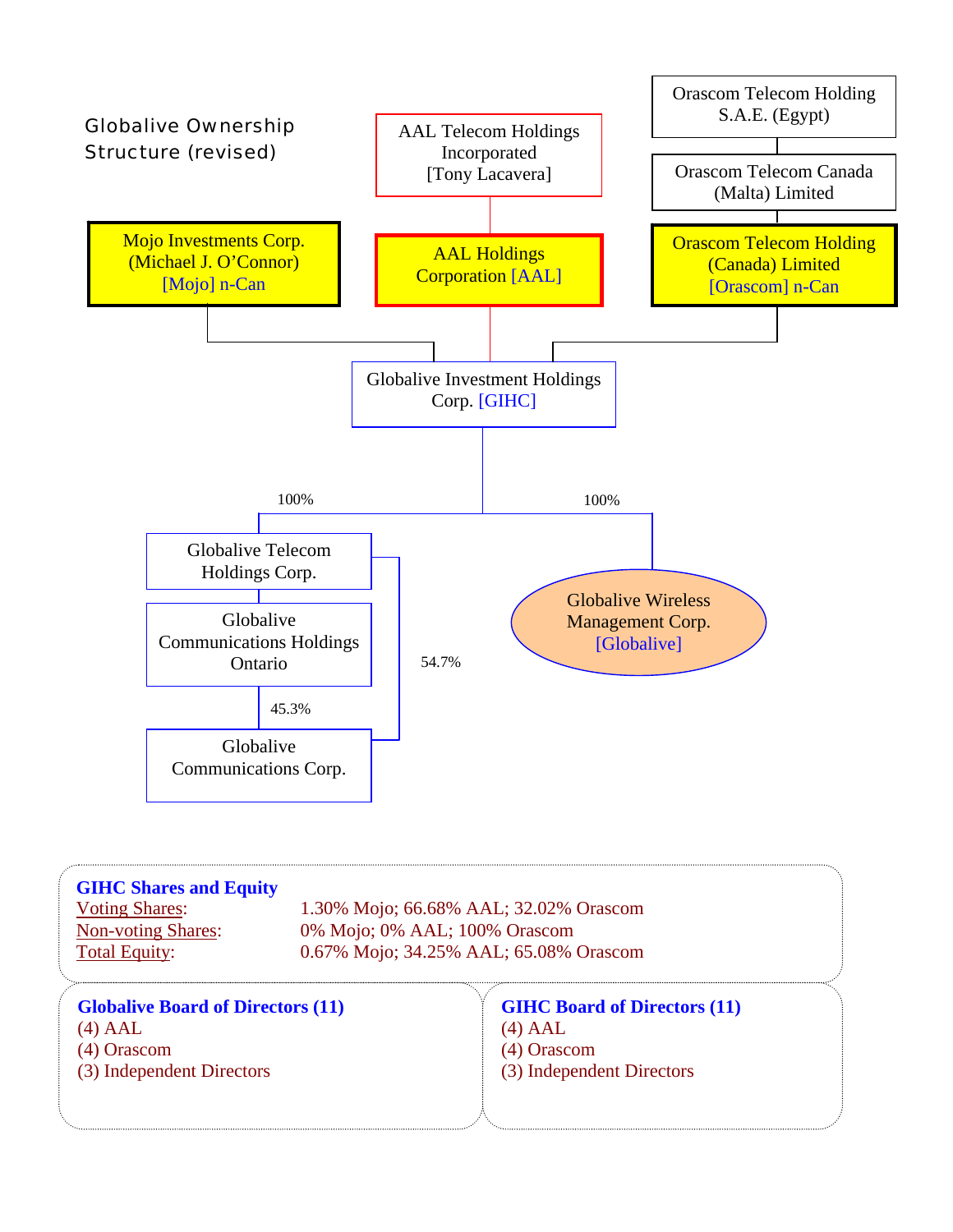Globalive Ownership Structure (revised)

AAL Telecom Holdings Incorporated [Tony Lacavera]

Orascom Telecom Holding S.A.E. (Egypt)

Orascom Telecom Canada (Malta) Limited

Mojo Investments Corp. (Michael J. O'Connor) [Mojo] n-Can

AAL Holdings Corporation [AAL]

Orascom Telecom Holding (Canada) Limited [Orascom] n-Can

Globalive Investment Holdings Corp. [GIHC]

100%

100%

Globalive Telecom Holdings Corp.

Globalive Communications Holdings Ontario

45.3%

54.7%

Globalive Communications Corp.

Globalive Wireless Management Corp. [Globalive]

**GIHC Shares and Equity**

| | |
|---|---|
| Voting Shares: | 1.30% Mojo; 66.68% AAL; 32.02% Orascom |
| Non-voting Shares: | 0% Mojo; 0% AAL; 100% Orascom |
| Total Equity: | 0.67% Mojo; 34.25% AAL; 65.08% Orascom |

**Globalive Board of Directors (11)**

(4) AAL
(4) Orascom
(3) Independent Directors

**GIHC Board of Directors (11)**

(4) AAL
(4) Orascom
(3) Independent Directors